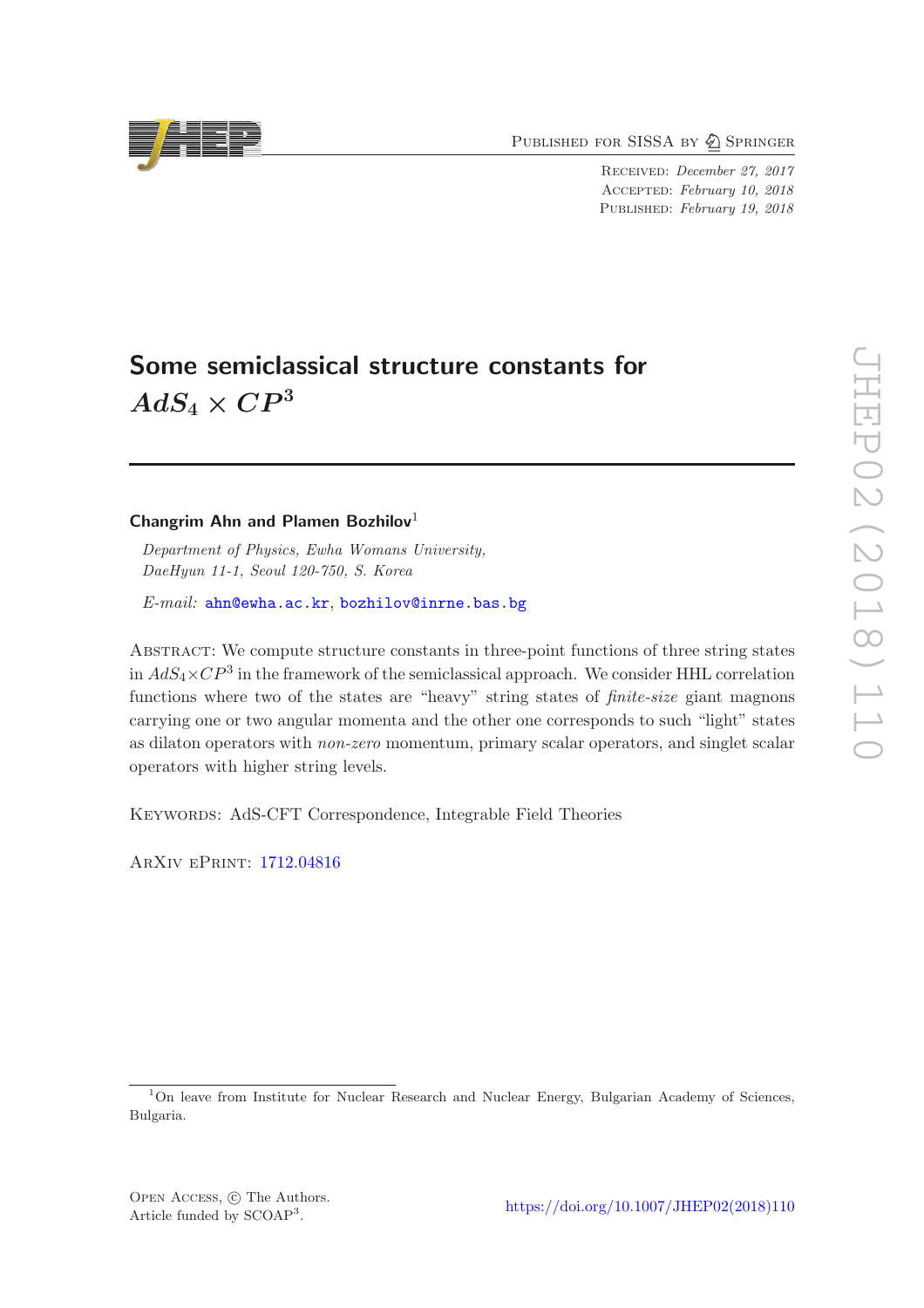# Some semiclassical structure constants for $AdS_4 \times CP^3$

**Changrim Ahn and Plamen Bozhilov**[1]

*Department of Physics, Ewha Womans University, DaeHyun 11-1, Seoul 120-750, S. Korea*

*E-mail:* ahn@ewha.ac.kr, bozhilov@inrne.bas.bg

Abstract: We compute structure constants in three-point functions of three string states in $AdS_4 \times CP^3$ in the framework of the semiclassical approach. We consider HHL correlation functions where two of the states are "heavy" string states of *finite-size* giant magnons carrying one or two angular momenta and the other one corresponds to such "light" states as dilaton operators with *non-zero* momentum, primary scalar operators, and singlet scalar operators with higher string levels.

Keywords: AdS-CFT Correspondence, Integrable Field Theories

ArXiv ePrint: 1712.04816

[1] On leave from Institute for Nuclear Research and Nuclear Energy, Bulgarian Academy of Sciences, Bulgaria.

Open Access, © The Authors. Article funded by SCOAP[3].

https://doi.org/10.1007/JHEP02(2018)110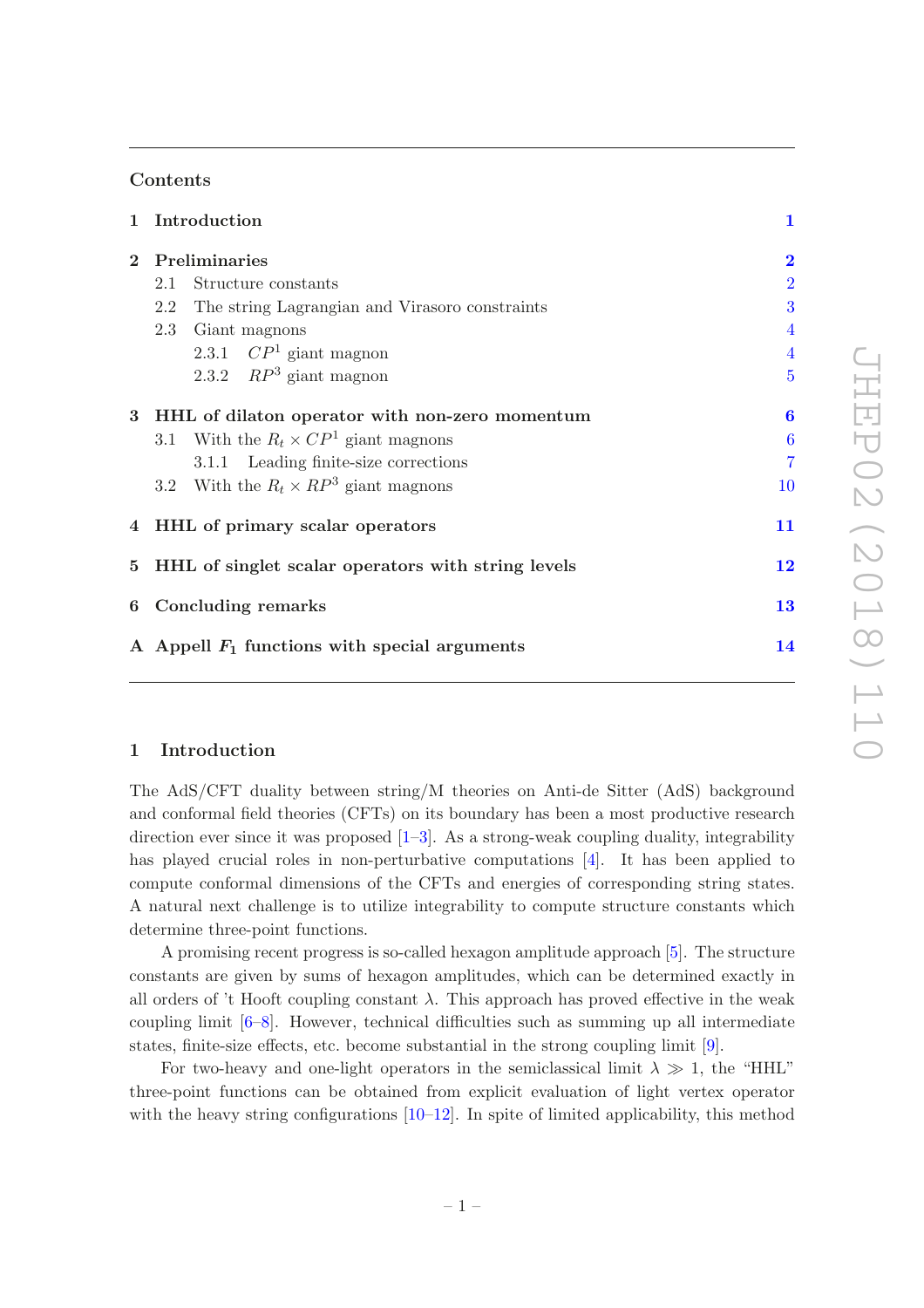## Contents

| | | |
|---|---|---|
| **1** | **Introduction** | **1** |
| **2** | **Preliminaries** | **2** |
| | 2.1 Structure constants | 2 |
| | 2.2 The string Lagrangian and Virasoro constraints | 3 |
| | 2.3 Giant magnons | 4 |
| | 2.3.1 $CP^1$ giant magnon | 4 |
| | 2.3.2 $RP^3$ giant magnon | 5 |
| **3** | **HHL of dilaton operator with non-zero momentum** | **6** |
| | 3.1 With the $R_t \times CP^1$ giant magnons | 6 |
| | 3.1.1 Leading finite-size corrections | 7 |
| | 3.2 With the $R_t \times RP^3$ giant magnons | 10 |
| **4** | **HHL of primary scalar operators** | **11** |
| **5** | **HHL of singlet scalar operators with string levels** | **12** |
| **6** | **Concluding remarks** | **13** |
| **A** | **Appell $F_1$ functions with special arguments** | **14** |

## 1 Introduction

The AdS/CFT duality between string/M theories on Anti-de Sitter (AdS) background and conformal field theories (CFTs) on its boundary has been a most productive research direction ever since it was proposed [1–3]. As a strong-weak coupling duality, integrability has played crucial roles in non-perturbative computations [4]. It has been applied to compute conformal dimensions of the CFTs and energies of corresponding string states. A natural next challenge is to utilize integrability to compute structure constants which determine three-point functions.

A promising recent progress is so-called hexagon amplitude approach [5]. The structure constants are given by sums of hexagon amplitudes, which can be determined exactly in all orders of 't Hooft coupling constant $\lambda$. This approach has proved effective in the weak coupling limit [6–8]. However, technical difficulties such as summing up all intermediate states, finite-size effects, etc. become substantial in the strong coupling limit [9].

For two-heavy and one-light operators in the semiclassical limit $\lambda \gg 1$, the "HHL" three-point functions can be obtained from explicit evaluation of light vertex operator with the heavy string configurations [10–12]. In spite of limited applicability, this method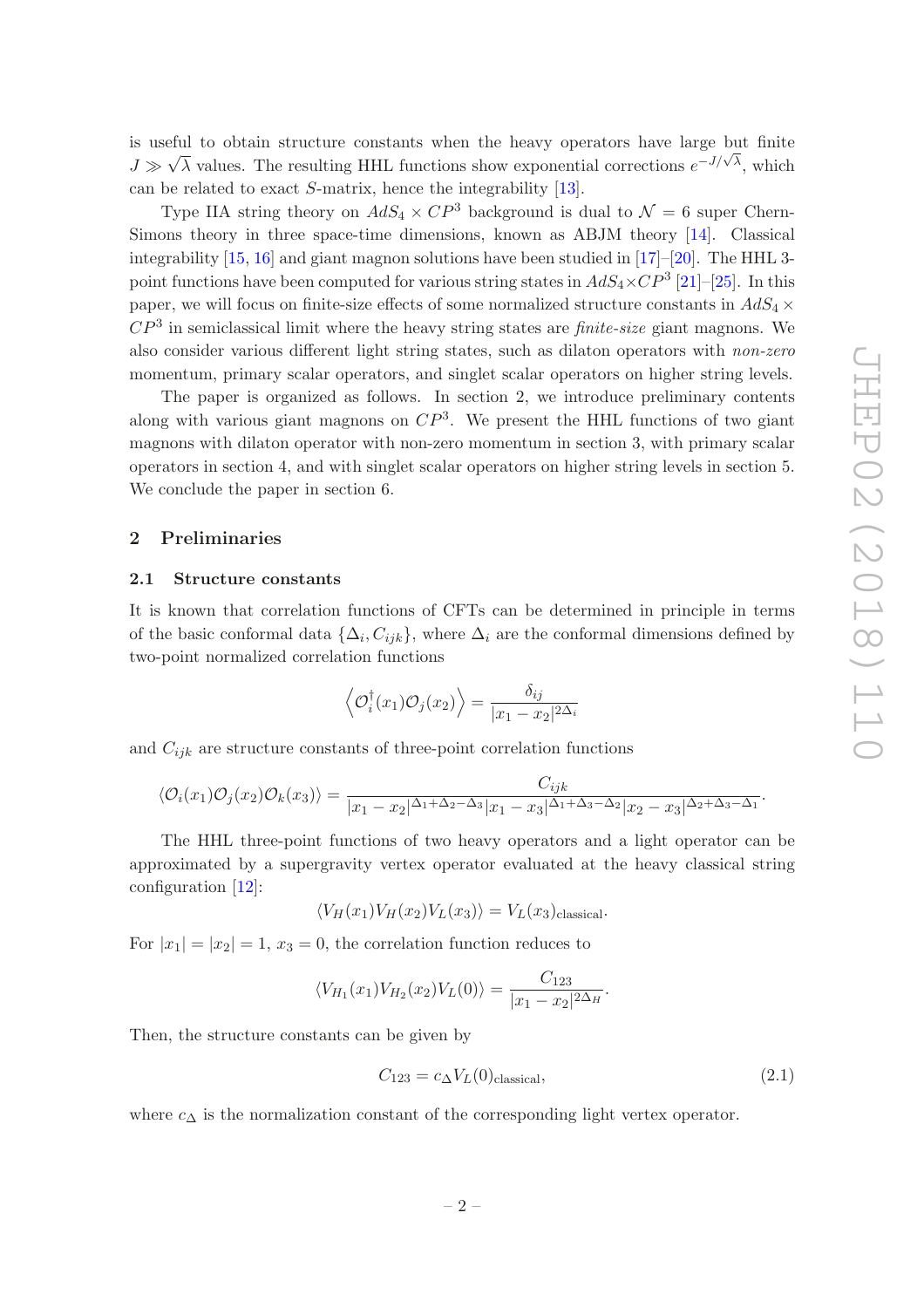is useful to obtain structure constants when the heavy operators have large but finite $J \gg \sqrt{\lambda}$ values. The resulting HHL functions show exponential corrections $e^{-J/\sqrt{\lambda}}$, which can be related to exact $S$-matrix, hence the integrability [13].

Type IIA string theory on $AdS_4 \times CP^3$ background is dual to $\mathcal{N} = 6$ super Chern-Simons theory in three space-time dimensions, known as ABJM theory [14]. Classical integrability [15, 16] and giant magnon solutions have been studied in [17]–[20]. The HHL 3-point functions have been computed for various string states in $AdS_4 \times CP^3$ [21]–[25]. In this paper, we will focus on finite-size effects of some normalized structure constants in $AdS_4 \times CP^3$ in semiclassical limit where the heavy string states are *finite-size* giant magnons. We also consider various different light string states, such as dilaton operators with *non-zero* momentum, primary scalar operators, and singlet scalar operators on higher string levels.

The paper is organized as follows. In section 2, we introduce preliminary contents along with various giant magnons on $CP^3$. We present the HHL functions of two giant magnons with dilaton operator with non-zero momentum in section 3, with primary scalar operators in section 4, and with singlet scalar operators on higher string levels in section 5. We conclude the paper in section 6.

## 2 Preliminaries

### 2.1 Structure constants

It is known that correlation functions of CFTs can be determined in principle in terms of the basic conformal data $\{\Delta_i, C_{ijk}\}$, where $\Delta_i$ are the conformal dimensions defined by two-point normalized correlation functions

$$\left\langle \mathcal{O}_i^\dagger(x_1)\mathcal{O}_j(x_2)\right\rangle = \frac{\delta_{ij}}{|x_1 - x_2|^{2\Delta_i}}$$

and $C_{ijk}$ are structure constants of three-point correlation functions

$$\langle \mathcal{O}_i(x_1)\mathcal{O}_j(x_2)\mathcal{O}_k(x_3)\rangle = \frac{C_{ijk}}{|x_1 - x_2|^{\Delta_1+\Delta_2-\Delta_3}|x_1 - x_3|^{\Delta_1+\Delta_3-\Delta_2}|x_2 - x_3|^{\Delta_2+\Delta_3-\Delta_1}}.$$

The HHL three-point functions of two heavy operators and a light operator can be approximated by a supergravity vertex operator evaluated at the heavy classical string configuration [12]:

$$\langle V_H(x_1)V_H(x_2)V_L(x_3)\rangle = V_L(x_3)_{\text{classical}}.$$

For $|x_1| = |x_2| = 1$, $x_3 = 0$, the correlation function reduces to

$$\langle V_{H_1}(x_1)V_{H_2}(x_2)V_L(0)\rangle = \frac{C_{123}}{|x_1 - x_2|^{2\Delta_H}}.$$

Then, the structure constants can be given by

$$C_{123} = c_\Delta V_L(0)_{\text{classical}}, \tag{2.1}$$

where $c_\Delta$ is the normalization constant of the corresponding light vertex operator.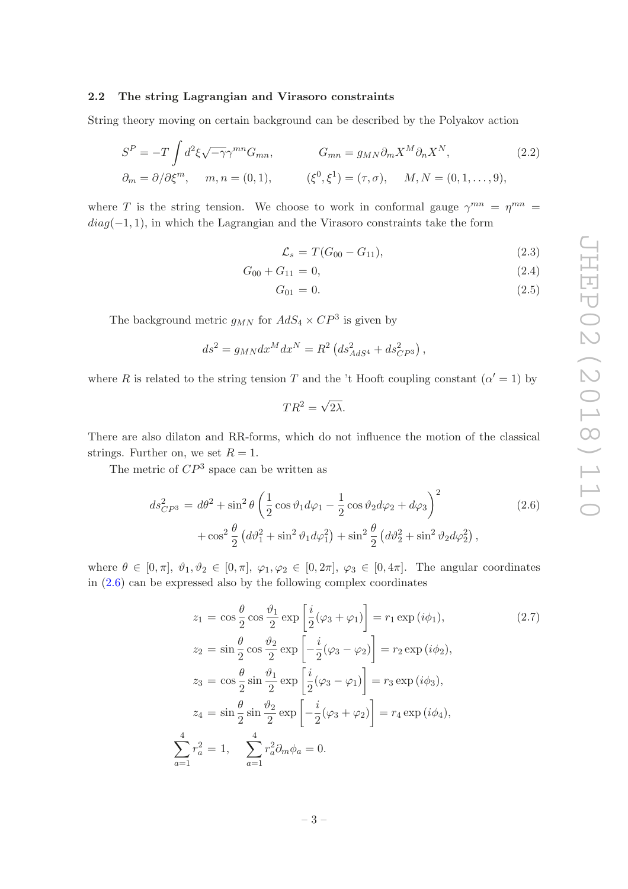### 2.2 The string Lagrangian and Virasoro constraints

String theory moving on certain background can be described by the Polyakov action

$$S^P = -T \int d^2\xi \sqrt{-\gamma}\gamma^{mn} G_{mn}, \qquad G_{mn} = g_{MN}\partial_m X^M \partial_n X^N, \tag{2.2}$$
$$\partial_m = \partial/\partial\xi^m, \quad m,n = (0,1), \qquad (\xi^0, \xi^1) = (\tau, \sigma), \quad M,N = (0,1,\ldots,9),$$

where $T$ is the string tension. We choose to work in conformal gauge $\gamma^{mn} = \eta^{mn} = diag(-1,1)$, in which the Lagrangian and the Virasoro constraints take the form

$$\mathcal{L}_s = T(G_{00} - G_{11}), \tag{2.3}$$

$$G_{00} + G_{11} = 0, \tag{2.4}$$

$$G_{01} = 0. \tag{2.5}$$

The background metric $g_{MN}$ for $AdS_4 \times CP^3$ is given by

$$ds^2 = g_{MN}dx^M dx^N = R^2\left(ds^2_{AdS^4} + ds^2_{CP^3}\right),$$

where $R$ is related to the string tension $T$ and the 't Hooft coupling constant ($\alpha' = 1$) by

$$TR^2 = \sqrt{2\lambda}.$$

There are also dilaton and RR-forms, which do not influence the motion of the classical strings. Further on, we set $R = 1$.

The metric of $CP^3$ space can be written as

$$\begin{aligned} ds^2_{CP^3} = & \, d\theta^2 + \sin^2\theta\left(\frac{1}{2}\cos\vartheta_1 d\varphi_1 - \frac{1}{2}\cos\vartheta_2 d\varphi_2 + d\varphi_3\right)^2 \\ & + \cos^2\frac{\theta}{2}\left(d\vartheta_1^2 + \sin^2\vartheta_1 d\varphi_1^2\right) + \sin^2\frac{\theta}{2}\left(d\vartheta_2^2 + \sin^2\vartheta_2 d\varphi_2^2\right), \end{aligned} \tag{2.6}$$

where $\theta \in [0,\pi]$, $\vartheta_1, \vartheta_2 \in [0,\pi]$, $\varphi_1, \varphi_2 \in [0,2\pi]$, $\varphi_3 \in [0,4\pi]$. The angular coordinates in (2.6) can be expressed also by the following complex coordinates

$$\begin{aligned} z_1 &= \cos\frac{\theta}{2}\cos\frac{\vartheta_1}{2}\exp\left[\frac{i}{2}(\varphi_3 + \varphi_1)\right] = r_1 \exp(i\phi_1), \\ z_2 &= \sin\frac{\theta}{2}\cos\frac{\vartheta_2}{2}\exp\left[-\frac{i}{2}(\varphi_3 - \varphi_2)\right] = r_2 \exp(i\phi_2), \\ z_3 &= \cos\frac{\theta}{2}\sin\frac{\vartheta_1}{2}\exp\left[\frac{i}{2}(\varphi_3 - \varphi_1)\right] = r_3 \exp(i\phi_3), \\ z_4 &= \sin\frac{\theta}{2}\sin\frac{\vartheta_2}{2}\exp\left[-\frac{i}{2}(\varphi_3 + \varphi_2)\right] = r_4 \exp(i\phi_4), \\ \sum_{a=1}^{4} r_a^2 &= 1, \qquad \sum_{a=1}^{4} r_a^2 \partial_m \phi_a = 0. \end{aligned} \tag{2.7}$$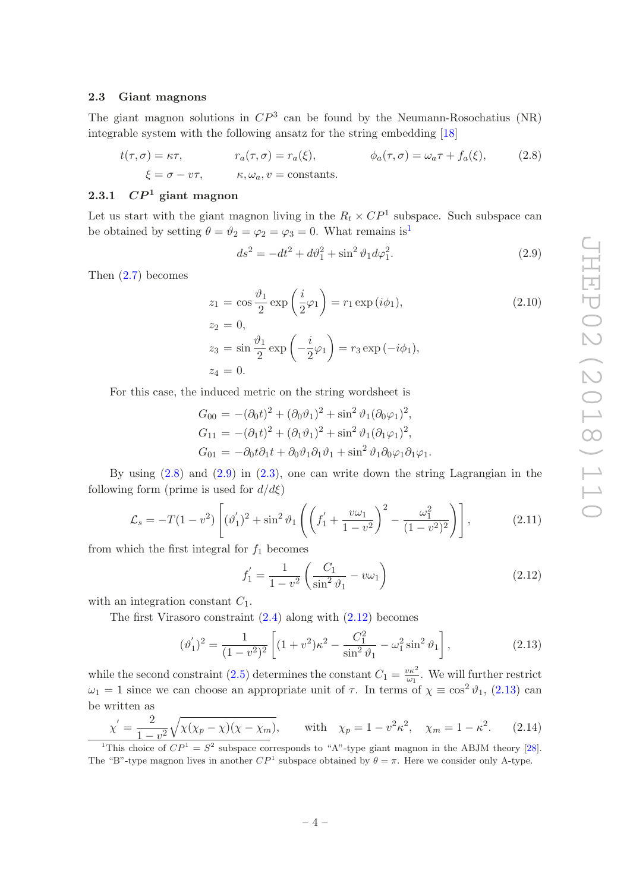### 2.3 Giant magnons

The giant magnon solutions in $CP^3$ can be found by the Neumann-Rosochatius (NR) integrable system with the following ansatz for the string embedding [18]

$$
\begin{aligned}
t(\tau,\sigma) &= \kappa\tau, \qquad & r_a(\tau,\sigma) &= r_a(\xi), \qquad & \phi_a(\tau,\sigma) &= \omega_a\tau + f_a(\xi), \\
\xi &= \sigma - v\tau, \qquad & \kappa, \omega_a, v &= \text{constants}.
\end{aligned}
\tag{2.8}
$$

#### 2.3.1 $CP^1$ giant magnon

Let us start with the giant magnon living in the $R_t \times CP^1$ subspace. Such subspace can be obtained by setting $\theta = \vartheta_2 = \varphi_2 = \varphi_3 = 0$. What remains is[1]

$$
ds^2 = -dt^2 + d\vartheta_1^2 + \sin^2\vartheta_1 d\varphi_1^2. \tag{2.9}
$$

Then (2.7) becomes

$$
\begin{aligned}
z_1 &= \cos\frac{\vartheta_1}{2}\exp\left(\frac{i}{2}\varphi_1\right) = r_1\exp\left(i\phi_1\right), \\
z_2 &= 0, \\
z_3 &= \sin\frac{\vartheta_1}{2}\exp\left(-\frac{i}{2}\varphi_1\right) = r_3\exp\left(-i\phi_1\right), \\
z_4 &= 0.
\end{aligned}
\tag{2.10}
$$

For this case, the induced metric on the string wordsheet is

$$
\begin{aligned}
G_{00} &= -(\partial_0 t)^2 + (\partial_0\vartheta_1)^2 + \sin^2\vartheta_1(\partial_0\varphi_1)^2, \\
G_{11} &= -(\partial_1 t)^2 + (\partial_1\vartheta_1)^2 + \sin^2\vartheta_1(\partial_1\varphi_1)^2, \\
G_{01} &= -\partial_0 t\partial_1 t + \partial_0\vartheta_1\partial_1\vartheta_1 + \sin^2\vartheta_1\partial_0\varphi_1\partial_1\varphi_1.
\end{aligned}
$$

By using (2.8) and (2.9) in (2.3), one can write down the string Lagrangian in the following form (prime is used for $d/d\xi$)

$$
\mathcal{L}_s = -T(1-v^2)\left[(\vartheta_1')^2 + \sin^2\vartheta_1\left(\left(f_1' + \frac{v\omega_1}{1-v^2}\right)^2 - \frac{\omega_1^2}{(1-v^2)^2}\right)\right], \tag{2.11}
$$

from which the first integral for $f_1$ becomes

$$
f_1' = \frac{1}{1-v^2}\left(\frac{C_1}{\sin^2\vartheta_1} - v\omega_1\right) \tag{2.12}
$$

with an integration constant $C_1$.

The first Virasoro constraint (2.4) along with (2.12) becomes

$$
(\vartheta_1')^2 = \frac{1}{(1-v^2)^2}\left[(1+v^2)\kappa^2 - \frac{C_1^2}{\sin^2\vartheta_1} - \omega_1^2\sin^2\vartheta_1\right], \tag{2.13}
$$

while the second constraint (2.5) determines the constant $C_1 = \frac{v\kappa^2}{\omega_1}$. We will further restrict $\omega_1 = 1$ since we can choose an appropriate unit of $\tau$. In terms of $\chi \equiv \cos^2\vartheta_1$, (2.13) can be written as

$$
\chi' = \frac{2}{1-v^2}\sqrt{\chi(\chi_p - \chi)(\chi - \chi_m)}, \qquad \text{with} \quad \chi_p = 1 - v^2\kappa^2, \quad \chi_m = 1 - \kappa^2. \tag{2.14}
$$

[1] This choice of $CP^1 = S^2$ subspace corresponds to "A"-type giant magnon in the ABJM theory [28]. The "B"-type magnon lives in another $CP^1$ subspace obtained by $\theta = \pi$. Here we consider only A-type.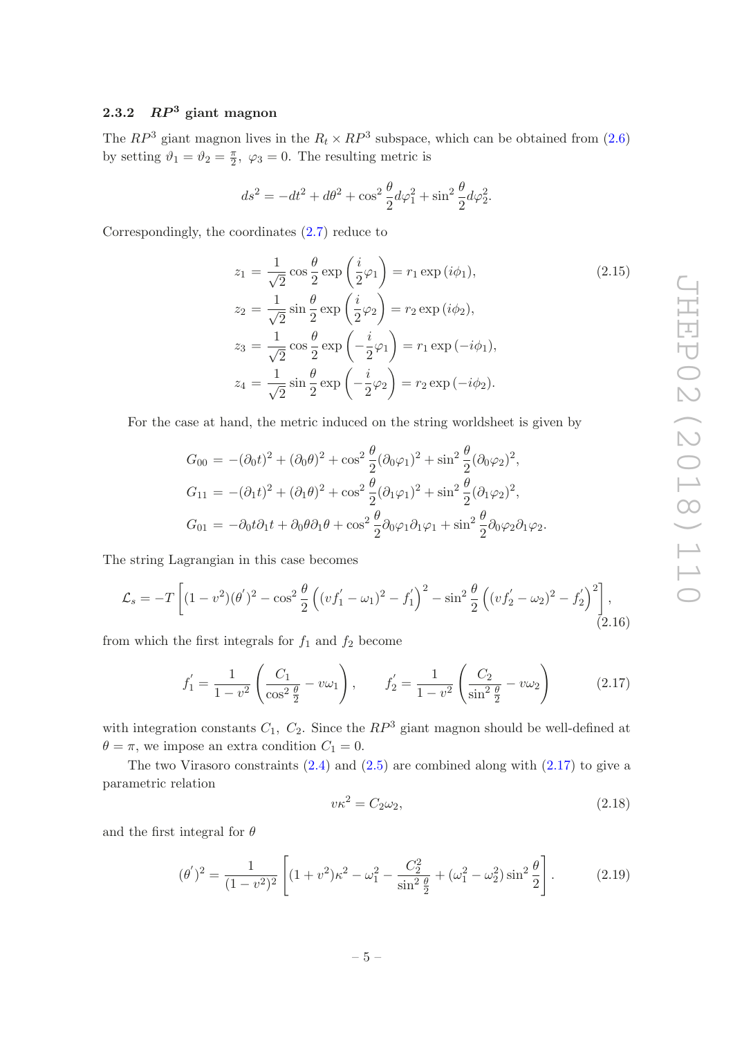### 2.3.2 $RP^3$ giant magnon

The $RP^3$ giant magnon lives in the $R_t \times RP^3$ subspace, which can be obtained from (2.6) by setting $\vartheta_1 = \vartheta_2 = \frac{\pi}{2},\ \varphi_3 = 0$. The resulting metric is

$$ds^2 = -dt^2 + d\theta^2 + \cos^2\frac{\theta}{2}d\varphi_1^2 + \sin^2\frac{\theta}{2}d\varphi_2^2.$$

Correspondingly, the coordinates (2.7) reduce to

$$\begin{aligned}
z_1 &= \frac{1}{\sqrt{2}}\cos\frac{\theta}{2}\exp\left(\frac{i}{2}\varphi_1\right) = r_1\exp\left(i\phi_1\right), \\
z_2 &= \frac{1}{\sqrt{2}}\sin\frac{\theta}{2}\exp\left(\frac{i}{2}\varphi_2\right) = r_2\exp\left(i\phi_2\right), \\
z_3 &= \frac{1}{\sqrt{2}}\cos\frac{\theta}{2}\exp\left(-\frac{i}{2}\varphi_1\right) = r_1\exp\left(-i\phi_1\right), \\
z_4 &= \frac{1}{\sqrt{2}}\sin\frac{\theta}{2}\exp\left(-\frac{i}{2}\varphi_2\right) = r_2\exp\left(-i\phi_2\right).
\end{aligned} \tag{2.15}$$

For the case at hand, the metric induced on the string worldsheet is given by

$$\begin{aligned}
G_{00} &= -(\partial_0 t)^2 + (\partial_0\theta)^2 + \cos^2\frac{\theta}{2}(\partial_0\varphi_1)^2 + \sin^2\frac{\theta}{2}(\partial_0\varphi_2)^2, \\
G_{11} &= -(\partial_1 t)^2 + (\partial_1\theta)^2 + \cos^2\frac{\theta}{2}(\partial_1\varphi_1)^2 + \sin^2\frac{\theta}{2}(\partial_1\varphi_2)^2, \\
G_{01} &= -\partial_0 t\partial_1 t + \partial_0\theta\partial_1\theta + \cos^2\frac{\theta}{2}\partial_0\varphi_1\partial_1\varphi_1 + \sin^2\frac{\theta}{2}\partial_0\varphi_2\partial_1\varphi_2.
\end{aligned}$$

The string Lagrangian in this case becomes

$$\mathcal{L}_s = -T\left[(1-v^2)(\theta')^2 - \cos^2\frac{\theta}{2}\left((vf_1' - \omega_1)^2 - f_1'\right)^2 - \sin^2\frac{\theta}{2}\left((vf_2' - \omega_2)^2 - f_2'\right)^2\right], \tag{2.16}$$

from which the first integrals for $f_1$ and $f_2$ become

$$f_1' = \frac{1}{1-v^2}\left(\frac{C_1}{\cos^2\frac{\theta}{2}} - v\omega_1\right), \qquad f_2' = \frac{1}{1-v^2}\left(\frac{C_2}{\sin^2\frac{\theta}{2}} - v\omega_2\right) \tag{2.17}$$

with integration constants $C_1,\ C_2$. Since the $RP^3$ giant magnon should be well-defined at $\theta = \pi$, we impose an extra condition $C_1 = 0$.

The two Virasoro constraints (2.4) and (2.5) are combined along with (2.17) to give a parametric relation

$$v\kappa^2 = C_2\omega_2, \tag{2.18}$$

and the first integral for $\theta$

$$(\theta')^2 = \frac{1}{(1-v^2)^2}\left[(1+v^2)\kappa^2 - \omega_1^2 - \frac{C_2^2}{\sin^2\frac{\theta}{2}} + (\omega_1^2 - \omega_2^2)\sin^2\frac{\theta}{2}\right]. \tag{2.19}$$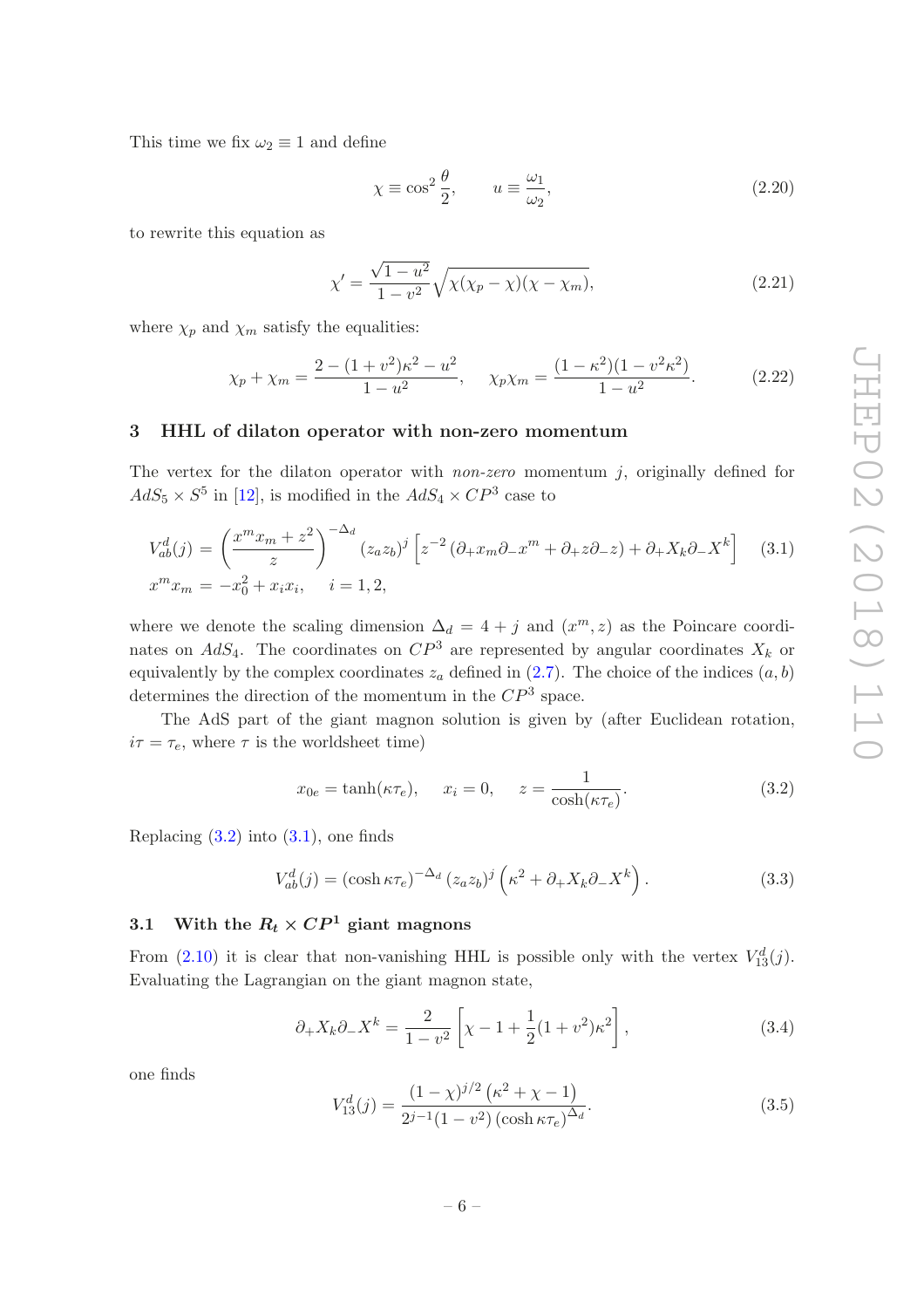This time we fix $\omega_2 \equiv 1$ and define

$$\chi \equiv \cos^2 \frac{\theta}{2}, \qquad u \equiv \frac{\omega_1}{\omega_2}, \tag{2.20}$$

to rewrite this equation as

$$\chi' = \frac{\sqrt{1-u^2}}{1-v^2}\sqrt{\chi(\chi_p - \chi)(\chi - \chi_m)}, \tag{2.21}$$

where $\chi_p$ and $\chi_m$ satisfy the equalities:

$$\chi_p + \chi_m = \frac{2-(1+v^2)\kappa^2 - u^2}{1-u^2}, \qquad \chi_p \chi_m = \frac{(1-\kappa^2)(1-v^2\kappa^2)}{1-u^2}. \tag{2.22}$$

## 3 HHL of dilaton operator with non-zero momentum

The vertex for the dilaton operator with *non-zero* momentum $j$, originally defined for $AdS_5 \times S^5$ in [12], is modified in the $AdS_4 \times CP^3$ case to

$$\begin{aligned} V^d_{ab}(j) &= \left(\frac{x^m x_m + z^2}{z}\right)^{-\Delta_d} (z_a z_b)^j \left[z^{-2}\left(\partial_+ x_m \partial_- x^m + \partial_+ z \partial_- z\right) + \partial_+ X_k \partial_- X^k\right] \\ x^m x_m &= -x_0^2 + x_i x_i, \quad i = 1, 2, \end{aligned} \tag{3.1}$$

where we denote the scaling dimension $\Delta_d = 4 + j$ and $(x^m, z)$ as the Poincare coordinates on $AdS_4$. The coordinates on $CP^3$ are represented by angular coordinates $X_k$ or equivalently by the complex coordinates $z_a$ defined in (2.7). The choice of the indices $(a, b)$ determines the direction of the momentum in the $CP^3$ space.

The AdS part of the giant magnon solution is given by (after Euclidean rotation, $i\tau = \tau_e$, where $\tau$ is the worldsheet time)

$$x_{0e} = \tanh(\kappa \tau_e), \quad x_i = 0, \quad z = \frac{1}{\cosh(\kappa \tau_e)}. \tag{3.2}$$

Replacing (3.2) into (3.1), one finds

$$V^d_{ab}(j) = (\cosh \kappa \tau_e)^{-\Delta_d} (z_a z_b)^j \left(\kappa^2 + \partial_+ X_k \partial_- X^k\right). \tag{3.3}$$

### 3.1 With the $R_t \times CP^1$ giant magnons

From (2.10) it is clear that non-vanishing HHL is possible only with the vertex $V^d_{13}(j)$. Evaluating the Lagrangian on the giant magnon state,

$$\partial_+ X_k \partial_- X^k = \frac{2}{1-v^2}\left[\chi - 1 + \frac{1}{2}(1+v^2)\kappa^2\right], \tag{3.4}$$

one finds

$$V^d_{13}(j) = \frac{(1-\chi)^{j/2}\left(\kappa^2 + \chi - 1\right)}{2^{j-1}(1-v^2)\left(\cosh \kappa \tau_e\right)^{\Delta_d}}. \tag{3.5}$$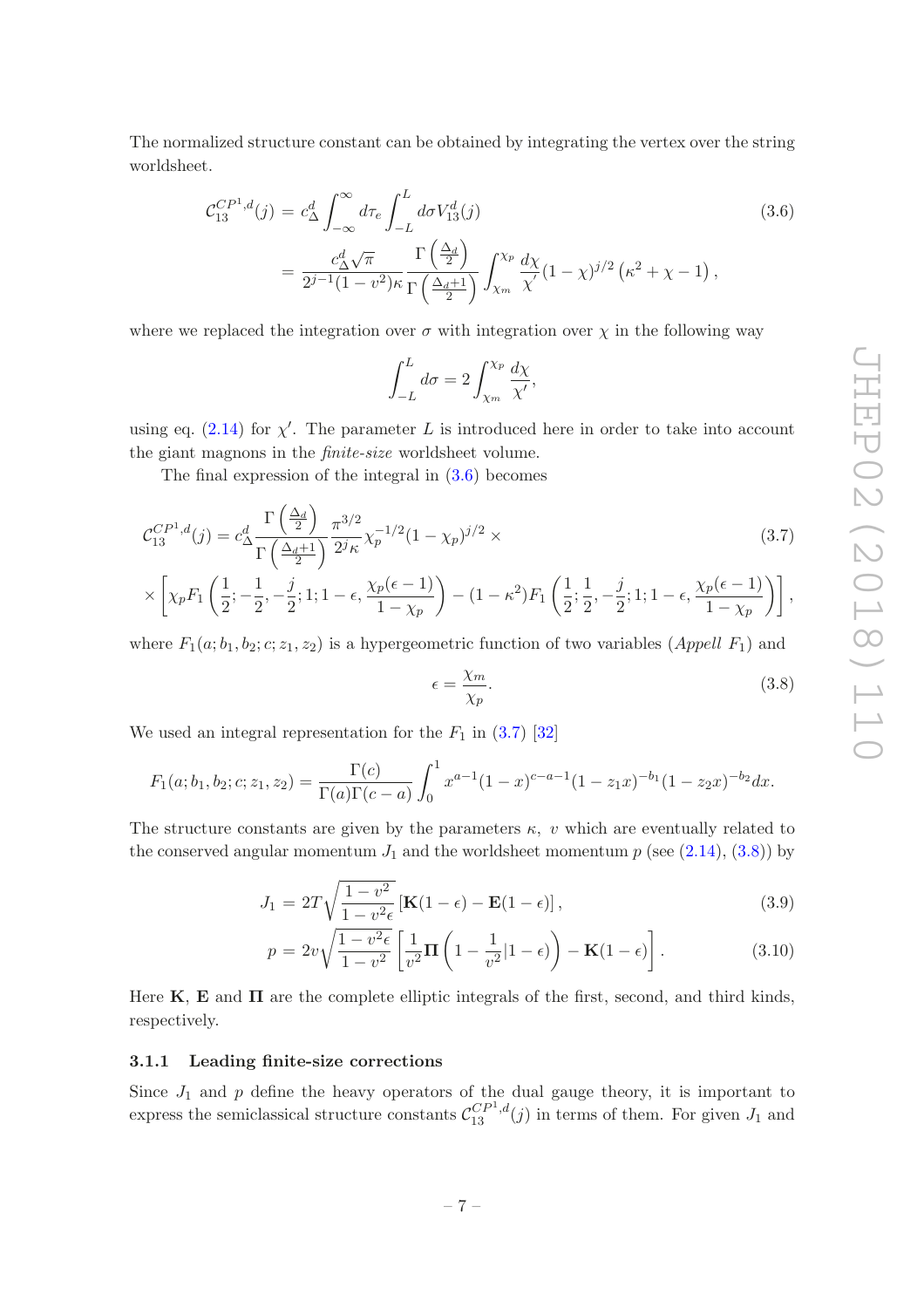The normalized structure constant can be obtained by integrating the vertex over the string worldsheet.

$$
\begin{aligned}
\mathcal{C}_{13}^{CP^1,d}(j) &= c_\Delta^d \int_{-\infty}^{\infty} d\tau_e \int_{-L}^{L} d\sigma V_{13}^d(j) \\
&= \frac{c_\Delta^d \sqrt{\pi}}{2^{j-1}(1-v^2)\kappa} \frac{\Gamma\left(\frac{\Delta_d}{2}\right)}{\Gamma\left(\frac{\Delta_d+1}{2}\right)} \int_{\chi_m}^{\chi_p} \frac{d\chi}{\chi'} (1-\chi)^{j/2} \left(\kappa^2 + \chi - 1\right),
\end{aligned}
\tag{3.6}
$$

where we replaced the integration over $\sigma$ with integration over $\chi$ in the following way

$$
\int_{-L}^{L} d\sigma = 2 \int_{\chi_m}^{\chi_p} \frac{d\chi}{\chi'},
$$

using eq. (2.14) for $\chi'$. The parameter $L$ is introduced here in order to take into account the giant magnons in the *finite-size* worldsheet volume.

The final expression of the integral in (3.6) becomes

$$
\begin{aligned}
\mathcal{C}_{13}^{CP^1,d}(j) &= c_\Delta^d \frac{\Gamma\left(\frac{\Delta_d}{2}\right)}{\Gamma\left(\frac{\Delta_d+1}{2}\right)} \frac{\pi^{3/2}}{2^j \kappa} \chi_p^{-1/2} (1-\chi_p)^{j/2} \times \\
&\times \left[ \chi_p F_1\left(\frac{1}{2}; -\frac{1}{2}, -\frac{j}{2}; 1; 1-\epsilon, \frac{\chi_p(\epsilon-1)}{1-\chi_p}\right) - (1-\kappa^2) F_1\left(\frac{1}{2}; \frac{1}{2}, -\frac{j}{2}; 1; 1-\epsilon, \frac{\chi_p(\epsilon-1)}{1-\chi_p}\right) \right],
\end{aligned}
\tag{3.7}
$$

where $F_1(a; b_1, b_2; c; z_1, z_2)$ is a hypergeometric function of two variables (*Appell* $F_1$) and

$$
\epsilon = \frac{\chi_m}{\chi_p}.
\tag{3.8}
$$

We used an integral representation for the $F_1$ in (3.7) [32]

$$
F_1(a; b_1, b_2; c; z_1, z_2) = \frac{\Gamma(c)}{\Gamma(a)\Gamma(c-a)} \int_0^1 x^{a-1}(1-x)^{c-a-1}(1-z_1 x)^{-b_1}(1-z_2 x)^{-b_2} dx.
$$

The structure constants are given by the parameters $\kappa$, $v$ which are eventually related to the conserved angular momentum $J_1$ and the worldsheet momentum $p$ (see (2.14), (3.8)) by

$$
J_1 = 2T\sqrt{\frac{1-v^2}{1-v^2\epsilon}} \left[\mathbf{K}(1-\epsilon) - \mathbf{E}(1-\epsilon)\right],
\tag{3.9}
$$

$$
p = 2v\sqrt{\frac{1-v^2\epsilon}{1-v^2}} \left[\frac{1}{v^2}\mathbf{\Pi}\left(1-\frac{1}{v^2}\middle| 1-\epsilon\right) - \mathbf{K}(1-\epsilon)\right].
\tag{3.10}
$$

Here $\mathbf{K}$, $\mathbf{E}$ and $\mathbf{\Pi}$ are the complete elliptic integrals of the first, second, and third kinds, respectively.

#### 3.1.1 Leading finite-size corrections

Since $J_1$ and $p$ define the heavy operators of the dual gauge theory, it is important to express the semiclassical structure constants $\mathcal{C}_{13}^{CP^1,d}(j)$ in terms of them. For given $J_1$ and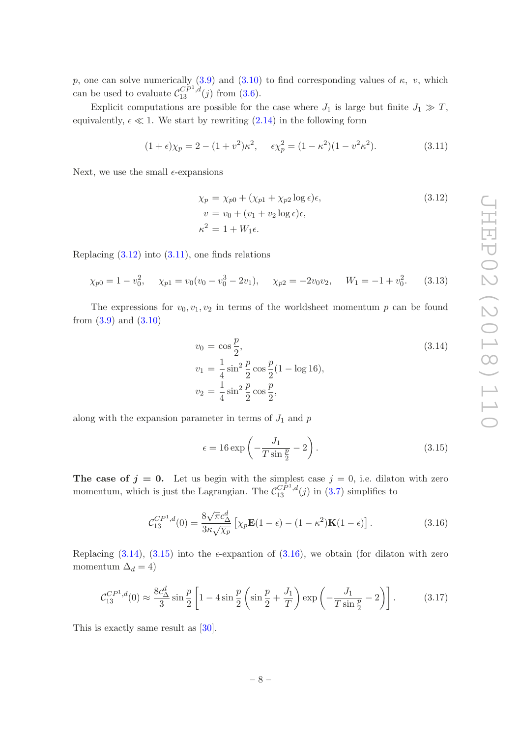$p$, one can solve numerically (3.9) and (3.10) to find corresponding values of $\kappa$, $v$, which can be used to evaluate $\mathcal{C}_{13}^{CP^1,d}(j)$ from (3.6).

Explicit computations are possible for the case where $J_1$ is large but finite $J_1 \gg T$, equivalently, $\epsilon \ll 1$. We start by rewriting (2.14) in the following form

$$(1+\epsilon)\chi_p = 2 - (1+v^2)\kappa^2, \quad \epsilon\chi_p^2 = (1-\kappa^2)(1-v^2\kappa^2). \tag{3.11}$$

Next, we use the small $\epsilon$-expansions

$$\begin{aligned}
\chi_p &= \chi_{p0} + (\chi_{p1} + \chi_{p2}\log\epsilon)\epsilon, \\
v &= v_0 + (v_1 + v_2\log\epsilon)\epsilon, \\
\kappa^2 &= 1 + W_1\epsilon.
\end{aligned} \tag{3.12}$$

Replacing (3.12) into (3.11), one finds relations

$$\chi_{p0} = 1 - v_0^2, \quad \chi_{p1} = v_0(v_0 - v_0^3 - 2v_1), \quad \chi_{p2} = -2v_0v_2, \quad W_1 = -1 + v_0^2. \tag{3.13}$$

The expressions for $v_0, v_1, v_2$ in terms of the worldsheet momentum $p$ can be found from (3.9) and (3.10)

$$\begin{aligned}
v_0 &= \cos\frac{p}{2}, \\
v_1 &= \frac{1}{4}\sin^2\frac{p}{2}\cos\frac{p}{2}(1-\log 16), \\
v_2 &= \frac{1}{4}\sin^2\frac{p}{2}\cos\frac{p}{2},
\end{aligned} \tag{3.14}$$

along with the expansion parameter in terms of $J_1$ and $p$

$$\epsilon = 16\exp\left(-\frac{J_1}{T\sin\frac{p}{2}} - 2\right). \tag{3.15}$$

**The case of $j = 0$.** Let us begin with the simplest case $j = 0$, i.e. dilaton with zero momentum, which is just the Lagrangian. The $\mathcal{C}_{13}^{CP^1,d}(j)$ in (3.7) simplifies to

$$\mathcal{C}_{13}^{CP^1,d}(0) = \frac{8\sqrt{\pi}c_\Delta^d}{3\kappa\sqrt{\chi_p}}\left[\chi_p\mathbf{E}(1-\epsilon) - (1-\kappa^2)\mathbf{K}(1-\epsilon)\right]. \tag{3.16}$$

Replacing (3.14), (3.15) into the $\epsilon$-expantion of (3.16), we obtain (for dilaton with zero momentum $\Delta_d = 4$)

$$\mathcal{C}_{13}^{CP^1,d}(0) \approx \frac{8c_\Delta^d}{3}\sin\frac{p}{2}\left[1 - 4\sin\frac{p}{2}\left(\sin\frac{p}{2} + \frac{J_1}{T}\right)\exp\left(-\frac{J_1}{T\sin\frac{p}{2}} - 2\right)\right]. \tag{3.17}$$

This is exactly same result as [30].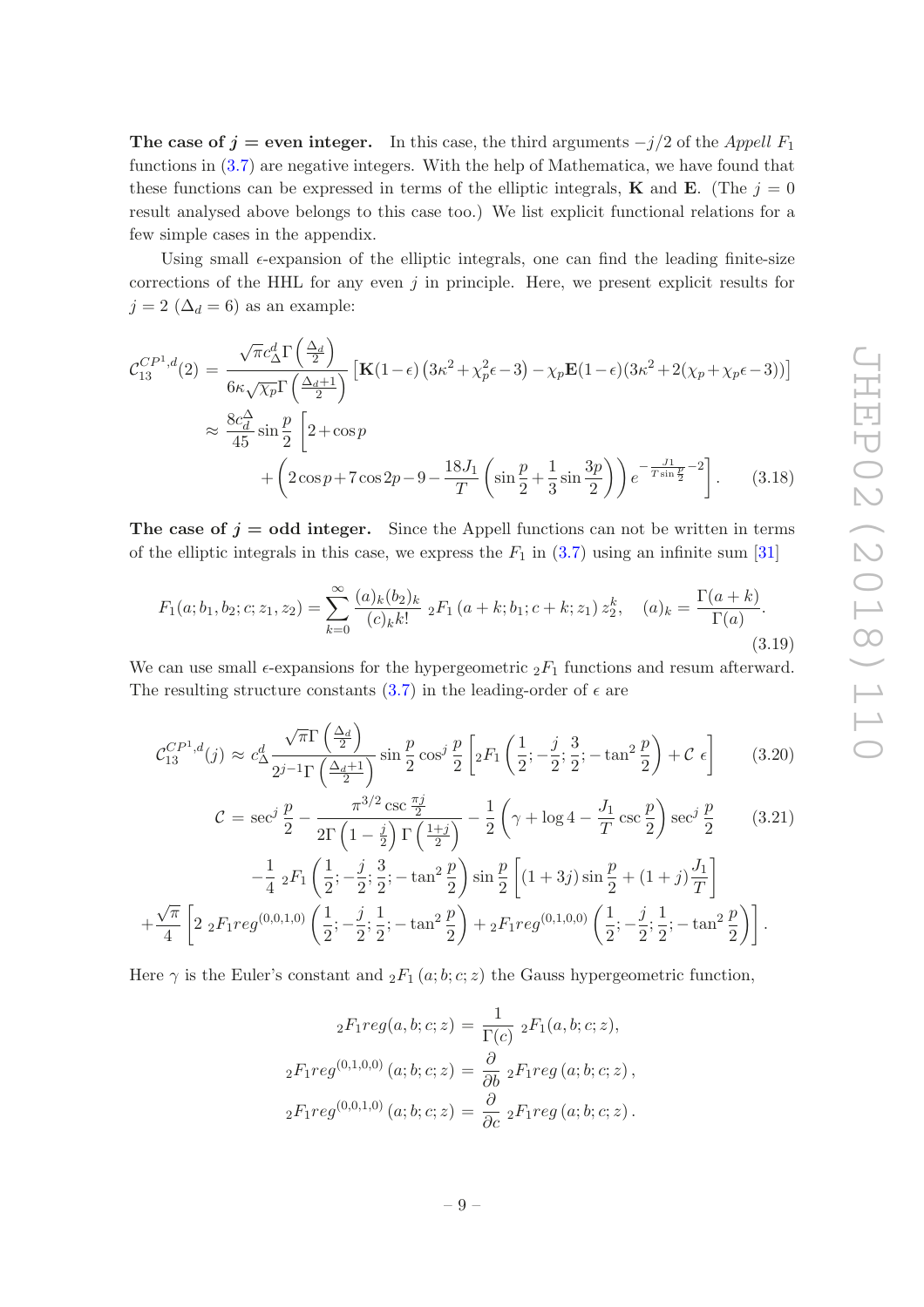**The case of $j$ = even integer.** In this case, the third arguments $-j/2$ of the *Appell* $F_1$ functions in (3.7) are negative integers. With the help of Mathematica, we have found that these functions can be expressed in terms of the elliptic integrals, $\mathbf{K}$ and $\mathbf{E}$. (The $j = 0$ result analysed above belongs to this case too.) We list explicit functional relations for a few simple cases in the appendix.

Using small $\epsilon$-expansion of the elliptic integrals, one can find the leading finite-size corrections of the HHL for any even $j$ in principle. Here, we present explicit results for $j = 2$ ($\Delta_d = 6$) as an example:

$$
\begin{aligned}
\mathcal{C}_{13}^{CP^1,d}(2) &= \frac{\sqrt{\pi}c_\Delta^d \Gamma\left(\frac{\Delta_d}{2}\right)}{6\kappa\sqrt{\chi_p}\Gamma\left(\frac{\Delta_d+1}{2}\right)}\left[\mathbf{K}(1-\epsilon)\left(3\kappa^2+\chi_p^2\epsilon-3\right)-\chi_p\mathbf{E}(1-\epsilon)(3\kappa^2+2(\chi_p+\chi_p\epsilon-3))\right] \\
&\approx \frac{8c_d^\Delta}{45}\sin\frac{p}{2}\left[2+\cos p\right. \\
&\qquad \left.+\left(2\cos p+7\cos 2p-9-\frac{18J_1}{T}\left(\sin\frac{p}{2}+\frac{1}{3}\sin\frac{3p}{2}\right)\right)e^{-\frac{J_1}{T\sin\frac{p}{2}}-2}\right].
\end{aligned}
\tag{3.18}
$$

**The case of $j$ = odd integer.** Since the Appell functions can not be written in terms of the elliptic integrals in this case, we express the $F_1$ in (3.7) using an infinite sum [31]

$$
F_1(a;b_1,b_2;c;z_1,z_2) = \sum_{k=0}^{\infty}\frac{(a)_k(b_2)_k}{(c)_k k!}\,{}_2F_1\left(a+k;b_1;c+k;z_1\right)z_2^k, \quad (a)_k = \frac{\Gamma(a+k)}{\Gamma(a)}.
\tag{3.19}
$$

We can use small $\epsilon$-expansions for the hypergeometric ${}_2F_1$ functions and resum afterward. The resulting structure constants (3.7) in the leading-order of $\epsilon$ are

$$
\mathcal{C}_{13}^{CP^1,d}(j) \approx c_\Delta^d\frac{\sqrt{\pi}\Gamma\left(\frac{\Delta_d}{2}\right)}{2^{j-1}\Gamma\left(\frac{\Delta_d+1}{2}\right)}\sin\frac{p}{2}\cos^j\frac{p}{2}\left[{}_2F_1\left(\frac{1}{2};-\frac{j}{2};\frac{3}{2};-\tan^2\frac{p}{2}\right)+\mathcal{C}\;\epsilon\right]
\tag{3.20}
$$

$$
\begin{aligned}
\mathcal{C} &= \sec^j\frac{p}{2}-\frac{\pi^{3/2}\csc\frac{\pi j}{2}}{2\Gamma\left(1-\frac{j}{2}\right)\Gamma\left(\frac{1+j}{2}\right)}-\frac{1}{2}\left(\gamma+\log 4-\frac{J_1}{T}\csc\frac{p}{2}\right)\sec^j\frac{p}{2} \\
&\quad -\frac{1}{4}\,{}_2F_1\left(\frac{1}{2};-\frac{j}{2};\frac{3}{2};-\tan^2\frac{p}{2}\right)\sin\frac{p}{2}\left[(1+3j)\sin\frac{p}{2}+(1+j)\frac{J_1}{T}\right] \\
&\quad +\frac{\sqrt{\pi}}{4}\left[2\,{}_2F_1reg^{(0,0,1,0)}\left(\frac{1}{2};-\frac{j}{2};\frac{1}{2};-\tan^2\frac{p}{2}\right)+{}_2F_1reg^{(0,1,0,0)}\left(\frac{1}{2};-\frac{j}{2};\frac{1}{2};-\tan^2\frac{p}{2}\right)\right].
\end{aligned}
\tag{3.21}
$$

Here $\gamma$ is the Euler's constant and ${}_2F_1\left(a;b;c;z\right)$ the Gauss hypergeometric function,

$$
\begin{aligned}
{}_2F_1reg(a,b;c;z) &= \frac{1}{\Gamma(c)}\,{}_2F_1(a,b;c;z), \\
{}_2F_1reg^{(0,1,0,0)}\left(a;b;c;z\right) &= \frac{\partial}{\partial b}\,{}_2F_1reg\left(a;b;c;z\right), \\
{}_2F_1reg^{(0,0,1,0)}\left(a;b;c;z\right) &= \frac{\partial}{\partial c}\,{}_2F_1reg\left(a;b;c;z\right).
\end{aligned}
$$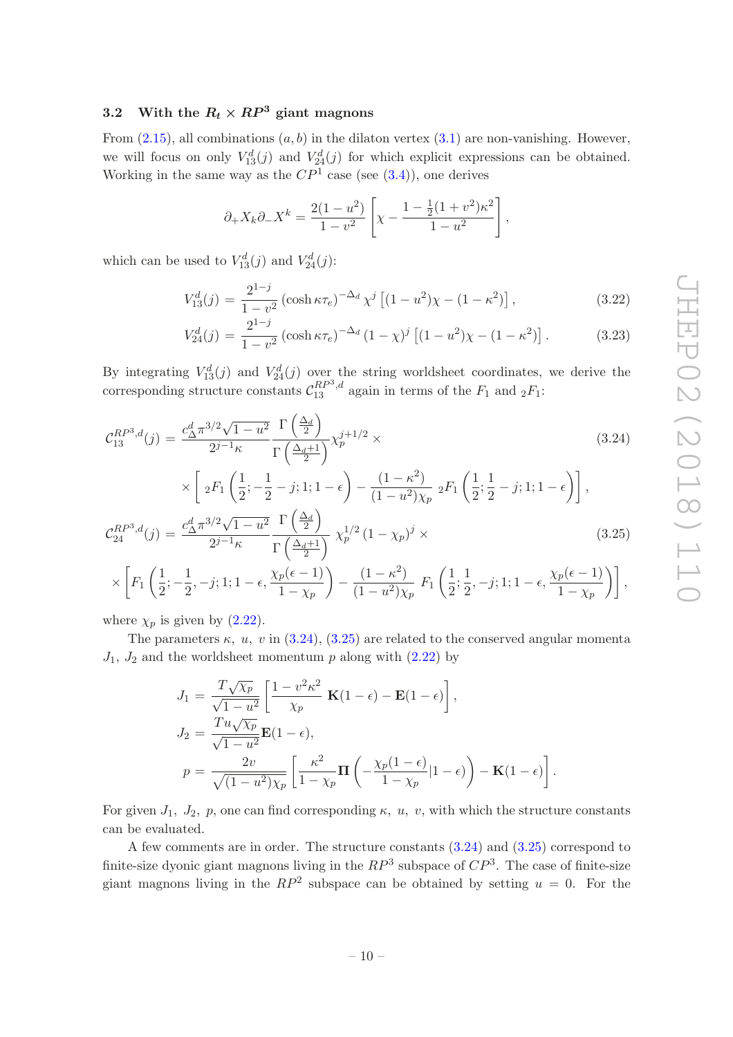### 3.2 With the $R_t \times RP^3$ giant magnons

From (2.15), all combinations $(a,b)$ in the dilaton vertex (3.1) are non-vanishing. However, we will focus on only $V_{13}^d(j)$ and $V_{24}^d(j)$ for which explicit expressions can be obtained. Working in the same way as the $CP^1$ case (see (3.4)), one derives

$$\partial_+ X_k \partial_- X^k = \frac{2(1-u^2)}{1-v^2}\left[\chi - \frac{1-\frac{1}{2}(1+v^2)\kappa^2}{1-u^2}\right],$$

which can be used to $V_{13}^d(j)$ and $V_{24}^d(j)$:

$$V_{13}^d(j) = \frac{2^{1-j}}{1-v^2}\left(\cosh \kappa\tau_e\right)^{-\Delta_d} \chi^j \left[(1-u^2)\chi - (1-\kappa^2)\right], \tag{3.22}$$

$$V_{24}^d(j) = \frac{2^{1-j}}{1-v^2}\left(\cosh \kappa\tau_e\right)^{-\Delta_d} (1-\chi)^j \left[(1-u^2)\chi - (1-\kappa^2)\right]. \tag{3.23}$$

By integrating $V_{13}^d(j)$ and $V_{24}^d(j)$ over the string worldsheet coordinates, we derive the corresponding structure constants $\mathcal{C}_{13}^{RP^3,d}$ again in terms of the $F_1$ and ${}_2F_1$:

$$\mathcal{C}_{13}^{RP^3,d}(j) = \frac{c_\Delta^d \pi^{3/2}\sqrt{1-u^2}}{2^{j-1}\kappa}\frac{\Gamma\left(\frac{\Delta_d}{2}\right)}{\Gamma\left(\frac{\Delta_d+1}{2}\right)}\chi_p^{j+1/2} \times \tag{3.24}$$
$$\times\left[{}_2F_1\left(\frac{1}{2};-\frac{1}{2}-j;1;1-\epsilon\right) - \frac{(1-\kappa^2)}{(1-u^2)\chi_p}\,{}_2F_1\left(\frac{1}{2};\frac{1}{2}-j;1;1-\epsilon\right)\right],$$

$$\mathcal{C}_{24}^{RP^3,d}(j) = \frac{c_\Delta^d \pi^{3/2}\sqrt{1-u^2}}{2^{j-1}\kappa}\frac{\Gamma\left(\frac{\Delta_d}{2}\right)}{\Gamma\left(\frac{\Delta_d+1}{2}\right)}\,\chi_p^{1/2}\left(1-\chi_p\right)^j \times \tag{3.25}$$
$$\times\left[F_1\left(\frac{1}{2};-\frac{1}{2},-j;1;1-\epsilon,\frac{\chi_p(\epsilon-1)}{1-\chi_p}\right) - \frac{(1-\kappa^2)}{(1-u^2)\chi_p}\,F_1\left(\frac{1}{2};\frac{1}{2},-j;1;1-\epsilon,\frac{\chi_p(\epsilon-1)}{1-\chi_p}\right)\right],$$

where $\chi_p$ is given by (2.22).

The parameters $\kappa$, $u$, $v$ in (3.24), (3.25) are related to the conserved angular momenta $J_1$, $J_2$ and the worldsheet momentum $p$ along with (2.22) by

$$J_1 = \frac{T\sqrt{\chi_p}}{\sqrt{1-u^2}}\left[\frac{1-v^2\kappa^2}{\chi_p}\,\mathbf{K}(1-\epsilon) - \mathbf{E}(1-\epsilon)\right],$$
$$J_2 = \frac{Tu\sqrt{\chi_p}}{\sqrt{1-u^2}}\mathbf{E}(1-\epsilon),$$
$$p = \frac{2v}{\sqrt{(1-u^2)\chi_p}}\left[\frac{\kappa^2}{1-\chi_p}\mathbf{\Pi}\left(-\frac{\chi_p(1-\epsilon)}{1-\chi_p}\Big|1-\epsilon\right) - \mathbf{K}(1-\epsilon)\right].$$

For given $J_1$, $J_2$, $p$, one can find corresponding $\kappa$, $u$, $v$, with which the structure constants can be evaluated.

A few comments are in order. The structure constants (3.24) and (3.25) correspond to finite-size dyonic giant magnons living in the $RP^3$ subspace of $CP^3$. The case of finite-size giant magnons living in the $RP^2$ subspace can be obtained by setting $u = 0$. For the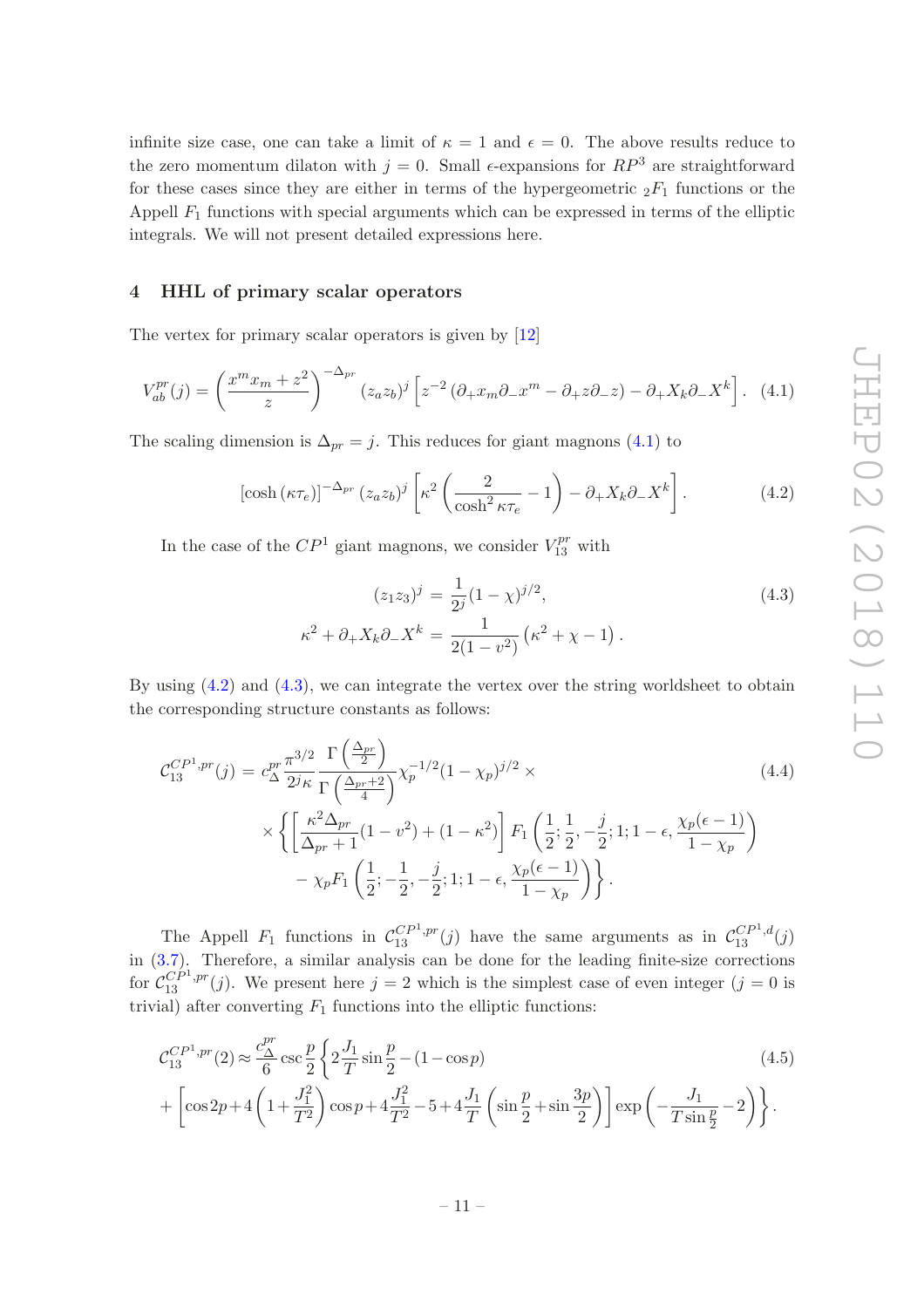infinite size case, one can take a limit of $\kappa = 1$ and $\epsilon = 0$. The above results reduce to the zero momentum dilaton with $j = 0$. Small $\epsilon$-expansions for $RP^3$ are straightforward for these cases since they are either in terms of the hypergeometric ${}_2F_1$ functions or the Appell $F_1$ functions with special arguments which can be expressed in terms of the elliptic integrals. We will not present detailed expressions here.

## 4 HHL of primary scalar operators

The vertex for primary scalar operators is given by [12]

$$V_{ab}^{pr}(j) = \left(\frac{x^m x_m + z^2}{z}\right)^{-\Delta_{pr}} (z_a z_b)^j \left[z^{-2}\left(\partial_+ x_m \partial_- x^m - \partial_+ z \partial_- z\right) - \partial_+ X_k \partial_- X^k\right]. \quad (4.1)$$

The scaling dimension is $\Delta_{pr} = j$. This reduces for giant magnons (4.1) to

$$[\cosh(\kappa\tau_e)]^{-\Delta_{pr}} (z_a z_b)^j \left[\kappa^2\left(\frac{2}{\cosh^2 \kappa\tau_e} - 1\right) - \partial_+ X_k \partial_- X^k\right]. \quad (4.2)$$

In the case of the $CP^1$ giant magnons, we consider $V_{13}^{pr}$ with

$$\begin{aligned}(z_1 z_3)^j &= \frac{1}{2^j}(1-\chi)^{j/2}, \\ \kappa^2 + \partial_+ X_k \partial_- X^k &= \frac{1}{2(1-v^2)}\left(\kappa^2 + \chi - 1\right).\end{aligned} \quad (4.3)$$

By using (4.2) and (4.3), we can integrate the vertex over the string worldsheet to obtain the corresponding structure constants as follows:

$$\begin{aligned}\mathcal{C}_{13}^{CP^1,pr}(j) &= c_\Delta^{pr} \frac{\pi^{3/2}}{2^j \kappa} \frac{\Gamma\left(\frac{\Delta_{pr}}{2}\right)}{\Gamma\left(\frac{\Delta_{pr}+2}{4}\right)} \chi_p^{-1/2}(1-\chi_p)^{j/2} \times \\ &\times \left\{\left[\frac{\kappa^2 \Delta_{pr}}{\Delta_{pr}+1}(1-v^2) + (1-\kappa^2)\right] F_1\left(\frac{1}{2}; \frac{1}{2}, -\frac{j}{2}; 1; 1-\epsilon, \frac{\chi_p(\epsilon-1)}{1-\chi_p}\right)\right. \\ &\quad \left. - \chi_p F_1\left(\frac{1}{2}; -\frac{1}{2}, -\frac{j}{2}; 1; 1-\epsilon, \frac{\chi_p(\epsilon-1)}{1-\chi_p}\right)\right\}.\end{aligned} \quad (4.4)$$

The Appell $F_1$ functions in $\mathcal{C}_{13}^{CP^1,pr}(j)$ have the same arguments as in $\mathcal{C}_{13}^{CP^1,d}(j)$ in (3.7). Therefore, a similar analysis can be done for the leading finite-size corrections for $\mathcal{C}_{13}^{CP^1,pr}(j)$. We present here $j = 2$ which is the simplest case of even integer ($j = 0$ is trivial) after converting $F_1$ functions into the elliptic functions:

$$\begin{aligned}\mathcal{C}_{13}^{CP^1,pr}(2) &\approx \frac{c_\Delta^{pr}}{6} \csc\frac{p}{2}\left\{2\frac{J_1}{T}\sin\frac{p}{2} - (1-\cos p)\right. \\ &+ \left.\left[\cos 2p + 4\left(1+\frac{J_1^2}{T^2}\right)\cos p + 4\frac{J_1^2}{T^2} - 5 + 4\frac{J_1}{T}\left(\sin\frac{p}{2} + \sin\frac{3p}{2}\right)\right]\exp\left(-\frac{J_1}{T\sin\frac{p}{2}} - 2\right)\right\}.\end{aligned} \quad (4.5)$$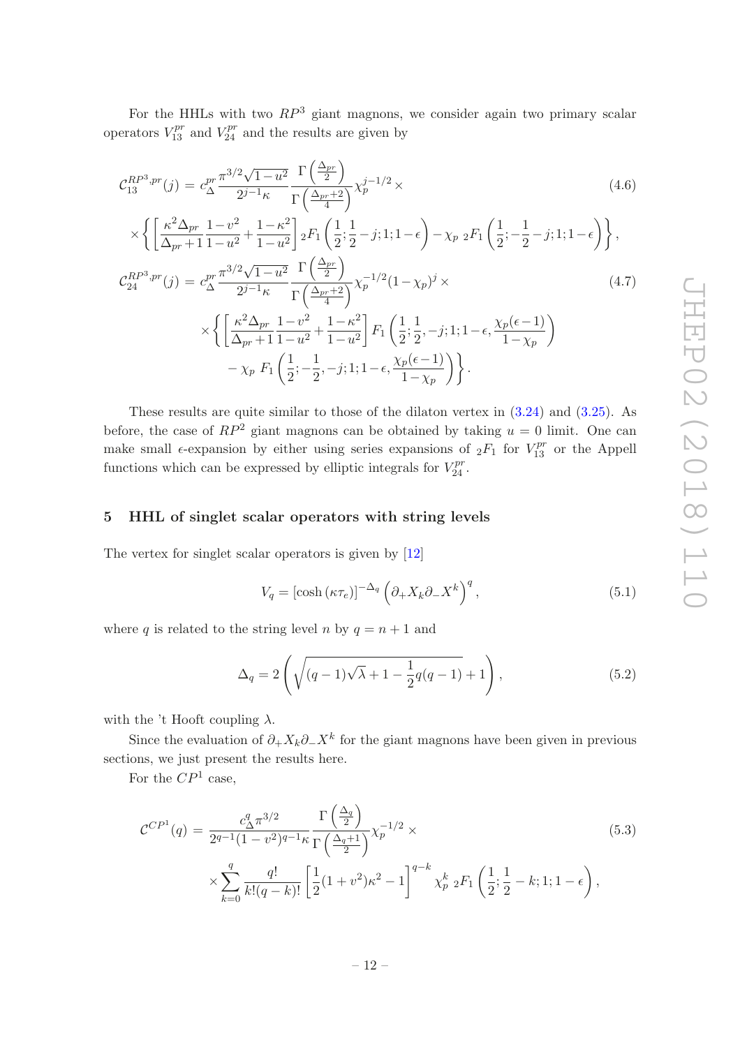For the HHLs with two $RP^3$ giant magnons, we consider again two primary scalar operators $V_{13}^{pr}$ and $V_{24}^{pr}$ and the results are given by

$$
\mathcal{C}_{13}^{RP^3,pr}(j) = c_\Delta^{pr} \frac{\pi^{3/2}\sqrt{1-u^2}}{2^{j-1}\kappa} \frac{\Gamma\left(\frac{\Delta_{pr}}{2}\right)}{\Gamma\left(\frac{\Delta_{pr}+2}{4}\right)} \chi_p^{j-1/2} \times \tag{4.6}
$$
$$
\times \left\{ \left[ \frac{\kappa^2 \Delta_{pr}}{\Delta_{pr}+1} \frac{1-v^2}{1-u^2} + \frac{1-\kappa^2}{1-u^2} \right] {}_2F_1\left(\frac{1}{2};\frac{1}{2}-j;1;1-\epsilon\right) - \chi_p \; {}_2F_1\left(\frac{1}{2};-\frac{1}{2}-j;1;1-\epsilon\right) \right\},
$$

$$
\mathcal{C}_{24}^{RP^3,pr}(j) = c_\Delta^{pr} \frac{\pi^{3/2}\sqrt{1-u^2}}{2^{j-1}\kappa} \frac{\Gamma\left(\frac{\Delta_{pr}}{2}\right)}{\Gamma\left(\frac{\Delta_{pr}+2}{4}\right)} \chi_p^{-1/2}(1-\chi_p)^j \times \tag{4.7}
$$
$$
\times \left\{ \left[ \frac{\kappa^2 \Delta_{pr}}{\Delta_{pr}+1} \frac{1-v^2}{1-u^2} + \frac{1-\kappa^2}{1-u^2} \right] F_1\left(\frac{1}{2};\frac{1}{2},-j;1;1-\epsilon,\frac{\chi_p(\epsilon-1)}{1-\chi_p}\right) \right.
$$
$$
\left. - \chi_p \; F_1\left(\frac{1}{2};-\frac{1}{2},-j;1;1-\epsilon,\frac{\chi_p(\epsilon-1)}{1-\chi_p}\right) \right\}.
$$

These results are quite similar to those of the dilaton vertex in (3.24) and (3.25). As before, the case of $RP^2$ giant magnons can be obtained by taking $u=0$ limit. One can make small $\epsilon$-expansion by either using series expansions of ${}_2F_1$ for $V_{13}^{pr}$ or the Appell functions which can be expressed by elliptic integrals for $V_{24}^{pr}$.

## 5 HHL of singlet scalar operators with string levels

The vertex for singlet scalar operators is given by [12]

$$
V_q = \left[\cosh\left(\kappa\tau_e\right)\right]^{-\Delta_q} \left(\partial_+ X_k \partial_- X^k\right)^q, \tag{5.1}
$$

where $q$ is related to the string level $n$ by $q = n+1$ and

$$
\Delta_q = 2\left(\sqrt{(q-1)\sqrt{\lambda} + 1 - \frac{1}{2}q(q-1)} + 1\right), \tag{5.2}
$$

with the 't Hooft coupling $\lambda$.

Since the evaluation of $\partial_+ X_k \partial_- X^k$ for the giant magnons have been given in previous sections, we just present the results here.

For the $CP^1$ case,

$$
\mathcal{C}^{CP^1}(q) = \frac{c_\Delta^q \pi^{3/2}}{2^{q-1}(1-v^2)^{q-1}\kappa} \frac{\Gamma\left(\frac{\Delta_q}{2}\right)}{\Gamma\left(\frac{\Delta_q+1}{2}\right)} \chi_p^{-1/2} \times \tag{5.3}
$$
$$
\times \sum_{k=0}^{q} \frac{q!}{k!(q-k)!} \left[\frac{1}{2}(1+v^2)\kappa^2 - 1\right]^{q-k} \chi_p^k \; {}_2F_1\left(\frac{1}{2};\frac{1}{2}-k;1;1-\epsilon\right),
$$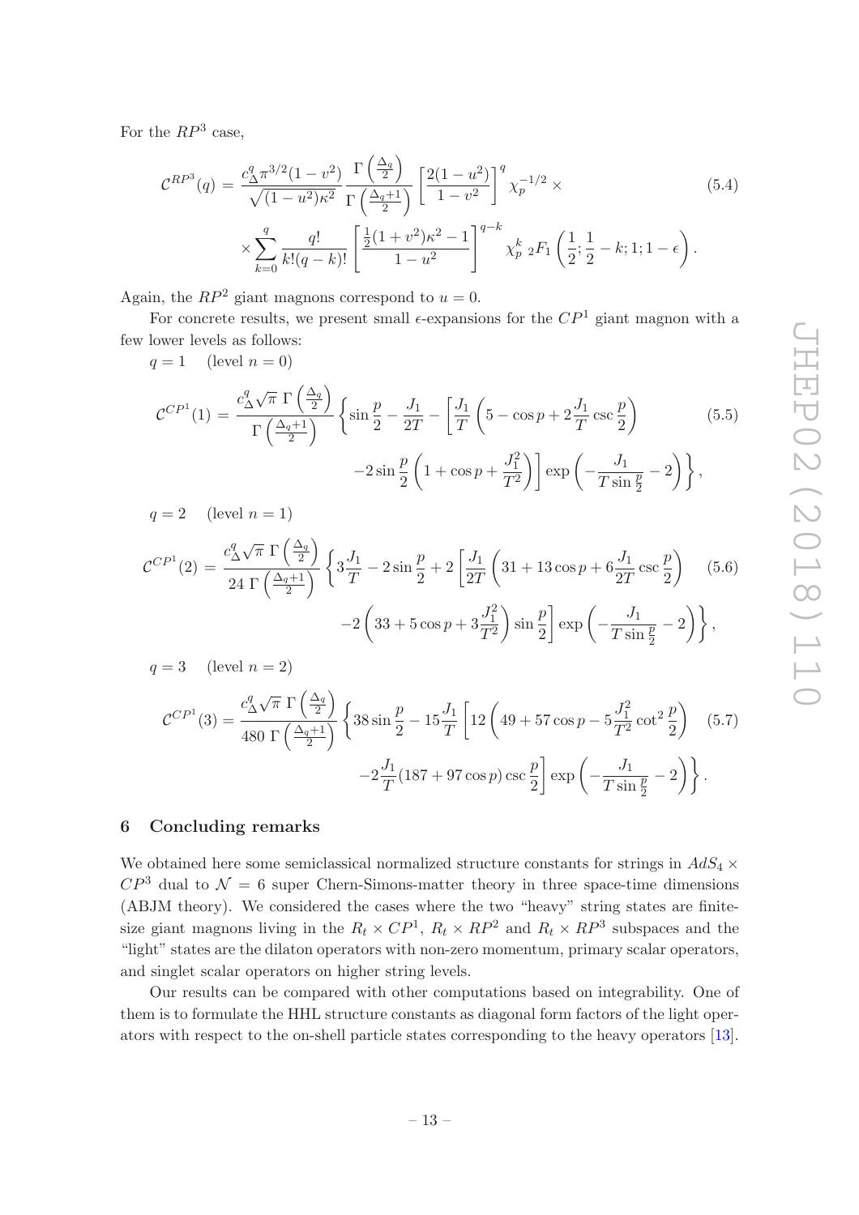For the $RP^3$ case,

$$
\mathcal{C}^{RP^3}(q) = \frac{c_\Delta^q \pi^{3/2}(1-v^2)}{\sqrt{(1-u^2)\kappa^2}} \frac{\Gamma\left(\frac{\Delta_q}{2}\right)}{\Gamma\left(\frac{\Delta_q+1}{2}\right)} \left[\frac{2(1-u^2)}{1-v^2}\right]^q \chi_p^{-1/2} \times \\
\times \sum_{k=0}^{q} \frac{q!}{k!(q-k)!} \left[\frac{\frac{1}{2}(1+v^2)\kappa^2 - 1}{1-u^2}\right]^{q-k} \chi_p^k \, {}_2F_1\left(\frac{1}{2}; \frac{1}{2}-k; 1; 1-\epsilon\right). \tag{5.4}
$$

Again, the $RP^2$ giant magnons correspond to $u = 0$.

For concrete results, we present small $\epsilon$-expansions for the $CP^1$ giant magnon with a few lower levels as follows:

$q = 1$ (level $n = 0$)

$$
\mathcal{C}^{CP^1}(1) = \frac{c_\Delta^q \sqrt{\pi}\ \Gamma\left(\frac{\Delta_q}{2}\right)}{\Gamma\left(\frac{\Delta_q+1}{2}\right)} \left\{ \sin\frac{p}{2} - \frac{J_1}{2T} - \left[\frac{J_1}{T}\left(5 - \cos p + 2\frac{J_1}{T}\csc\frac{p}{2}\right) \right.\right. \\
\left.\left. -2\sin\frac{p}{2}\left(1 + \cos p + \frac{J_1^2}{T^2}\right)\right] \exp\left(-\frac{J_1}{T\sin\frac{p}{2}} - 2\right)\right\}, \tag{5.5}
$$

$q = 2$ (level $n = 1$)

$$
\mathcal{C}^{CP^1}(2) = \frac{c_\Delta^q \sqrt{\pi}\ \Gamma\left(\frac{\Delta_q}{2}\right)}{24\ \Gamma\left(\frac{\Delta_q+1}{2}\right)} \left\{ 3\frac{J_1}{T} - 2\sin\frac{p}{2} + 2\left[\frac{J_1}{2T}\left(31 + 13\cos p + 6\frac{J_1}{2T}\csc\frac{p}{2}\right) \right.\right. \\
\left.\left. -2\left(33 + 5\cos p + 3\frac{J_1^2}{T^2}\right)\sin\frac{p}{2}\right] \exp\left(-\frac{J_1}{T\sin\frac{p}{2}} - 2\right)\right\}, \tag{5.6}
$$

$q = 3$ (level $n = 2$)

$$
\mathcal{C}^{CP^1}(3) = \frac{c_\Delta^q \sqrt{\pi}\ \Gamma\left(\frac{\Delta_q}{2}\right)}{480\ \Gamma\left(\frac{\Delta_q+1}{2}\right)} \left\{ 38\sin\frac{p}{2} - 15\frac{J_1}{T}\left[12\left(49 + 57\cos p - 5\frac{J_1^2}{T^2}\cot^2\frac{p}{2}\right) \right.\right. \\
\left.\left. -2\frac{J_1}{T}(187 + 97\cos p)\csc\frac{p}{2}\right] \exp\left(-\frac{J_1}{T\sin\frac{p}{2}} - 2\right)\right\}. \tag{5.7}
$$

## 6 Concluding remarks

We obtained here some semiclassical normalized structure constants for strings in $AdS_4 \times CP^3$ dual to $\mathcal{N} = 6$ super Chern-Simons-matter theory in three space-time dimensions (ABJM theory). We considered the cases where the two "heavy" string states are finite-size giant magnons living in the $R_t \times CP^1$, $R_t \times RP^2$ and $R_t \times RP^3$ subspaces and the "light" states are the dilaton operators with non-zero momentum, primary scalar operators, and singlet scalar operators on higher string levels.

Our results can be compared with other computations based on integrability. One of them is to formulate the HHL structure constants as diagonal form factors of the light operators with respect to the on-shell particle states corresponding to the heavy operators [13].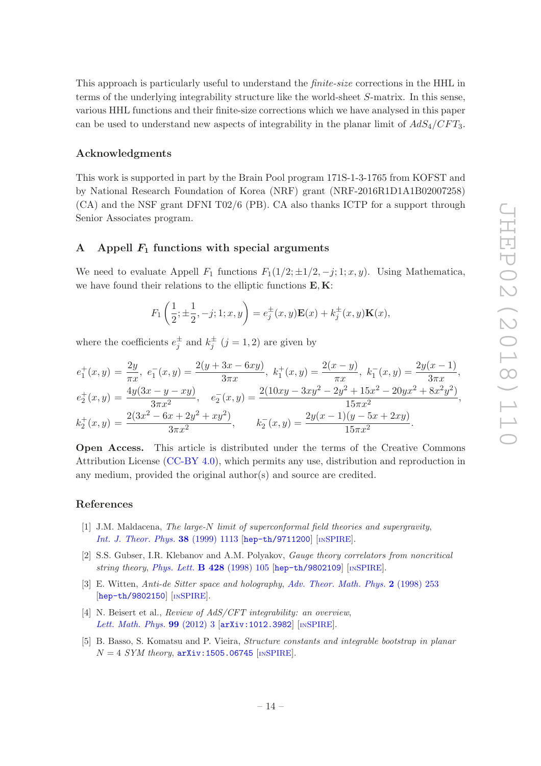This approach is particularly useful to understand the *finite-size* corrections in the HHL in terms of the underlying integrability structure like the world-sheet $S$-matrix. In this sense, various HHL functions and their finite-size corrections which we have analysed in this paper can be used to understand new aspects of integrability in the planar limit of $AdS_4/CFT_3$.

## Acknowledgments

This work is supported in part by the Brain Pool program 171S-1-3-1765 from KOFST and by National Research Foundation of Korea (NRF) grant (NRF-2016R1D1A1B02007258) (CA) and the NSF grant DFNI T02/6 (PB). CA also thanks ICTP for a support through Senior Associates program.

## A Appell $F_1$ functions with special arguments

We need to evaluate Appell $F_1$ functions $F_1(1/2; \pm 1/2, -j; 1; x, y)$. Using Mathematica, we have found their relations to the elliptic functions $\mathbf{E}, \mathbf{K}$:

$$F_1\left(\frac{1}{2}; \pm\frac{1}{2}, -j; 1; x, y\right) = e_j^{\pm}(x,y)\mathbf{E}(x) + k_j^{\pm}(x,y)\mathbf{K}(x),$$

where the coefficients $e_j^{\pm}$ and $k_j^{\pm}$ $(j = 1,2)$ are given by

$$e_1^+(x,y) = \frac{2y}{\pi x},\ e_1^-(x,y) = \frac{2(y+3x-6xy)}{3\pi x},\ k_1^+(x,y) = \frac{2(x-y)}{\pi x},\ k_1^-(x,y) = \frac{2y(x-1)}{3\pi x},$$

$$e_2^+(x,y) = \frac{4y(3x-y-xy)}{3\pi x^2}, \quad e_2^-(x,y) = \frac{2(10xy-3xy^2-2y^2+15x^2-20yx^2+8x^2y^2)}{15\pi x^2},$$

$$k_2^+(x,y) = \frac{2(3x^2-6x+2y^2+xy^2)}{3\pi x^2}, \qquad k_2^-(x,y) = \frac{2y(x-1)(y-5x+2xy)}{15\pi x^2}.$$

**Open Access.** This article is distributed under the terms of the Creative Commons Attribution License (CC-BY 4.0), which permits any use, distribution and reproduction in any medium, provided the original author(s) and source are credited.

## References

[1] J.M. Maldacena, *The large-N limit of superconformal field theories and supergravity*, *Int. J. Theor. Phys.* **38** (1999) 1113 [hep-th/9711200] [INSPIRE].

[2] S.S. Gubser, I.R. Klebanov and A.M. Polyakov, *Gauge theory correlators from noncritical string theory*, *Phys. Lett.* **B 428** (1998) 105 [hep-th/9802109] [INSPIRE].

[3] E. Witten, *Anti-de Sitter space and holography*, *Adv. Theor. Math. Phys.* **2** (1998) 253 [hep-th/9802150] [INSPIRE].

[4] N. Beisert et al., *Review of AdS/CFT integrability: an overview*, *Lett. Math. Phys.* **99** (2012) 3 [arXiv:1012.3982] [INSPIRE].

[5] B. Basso, S. Komatsu and P. Vieira, *Structure constants and integrable bootstrap in planar N = 4 SYM theory*, arXiv:1505.06745 [INSPIRE].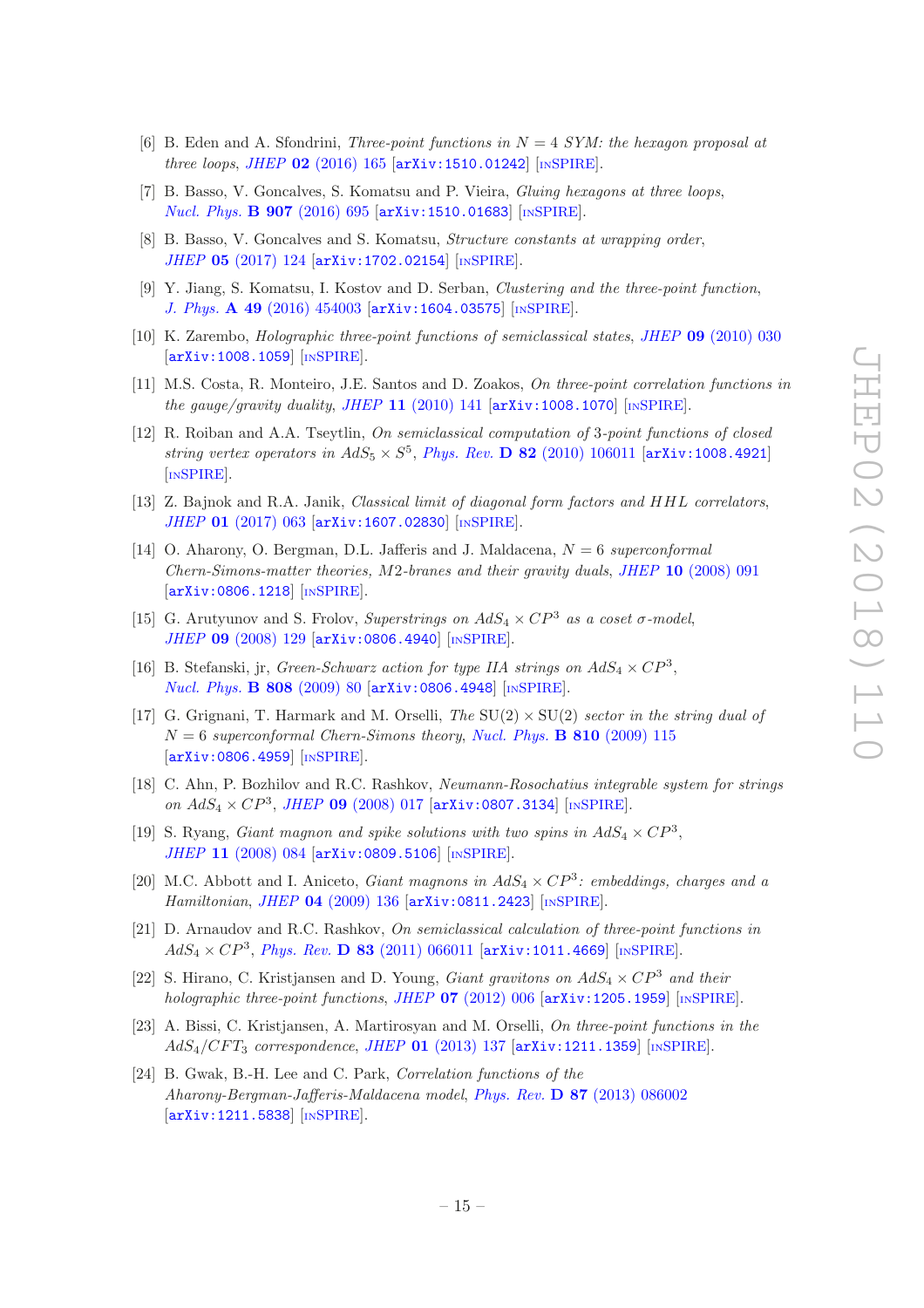[6] B. Eden and A. Sfondrini, *Three-point functions in $N = 4$ SYM: the hexagon proposal at three loops*, *JHEP* **02** (2016) 165 [arXiv:1510.01242] [INSPIRE].

[7] B. Basso, V. Goncalves, S. Komatsu and P. Vieira, *Gluing hexagons at three loops*, *Nucl. Phys.* **B 907** (2016) 695 [arXiv:1510.01683] [INSPIRE].

[8] B. Basso, V. Goncalves and S. Komatsu, *Structure constants at wrapping order*, *JHEP* **05** (2017) 124 [arXiv:1702.02154] [INSPIRE].

[9] Y. Jiang, S. Komatsu, I. Kostov and D. Serban, *Clustering and the three-point function*, *J. Phys.* **A 49** (2016) 454003 [arXiv:1604.03575] [INSPIRE].

[10] K. Zarembo, *Holographic three-point functions of semiclassical states*, *JHEP* **09** (2010) 030 [arXiv:1008.1059] [INSPIRE].

[11] M.S. Costa, R. Monteiro, J.E. Santos and D. Zoakos, *On three-point correlation functions in the gauge/gravity duality*, *JHEP* **11** (2010) 141 [arXiv:1008.1070] [INSPIRE].

[12] R. Roiban and A.A. Tseytlin, *On semiclassical computation of 3-point functions of closed string vertex operators in $AdS_5 \times S^5$*, *Phys. Rev.* **D 82** (2010) 106011 [arXiv:1008.4921] [INSPIRE].

[13] Z. Bajnok and R.A. Janik, *Classical limit of diagonal form factors and $HHL$ correlators*, *JHEP* **01** (2017) 063 [arXiv:1607.02830] [INSPIRE].

[14] O. Aharony, O. Bergman, D.L. Jafferis and J. Maldacena, *$N = 6$ superconformal Chern-Simons-matter theories, M2-branes and their gravity duals*, *JHEP* **10** (2008) 091 [arXiv:0806.1218] [INSPIRE].

[15] G. Arutyunov and S. Frolov, *Superstrings on $AdS_4 \times CP^3$ as a coset $\sigma$-model*, *JHEP* **09** (2008) 129 [arXiv:0806.4940] [INSPIRE].

[16] B. Stefanski, jr, *Green-Schwarz action for type IIA strings on $AdS_4 \times CP^3$*, *Nucl. Phys.* **B 808** (2009) 80 [arXiv:0806.4948] [INSPIRE].

[17] G. Grignani, T. Harmark and M. Orselli, *The $\mathrm{SU}(2) \times \mathrm{SU}(2)$ sector in the string dual of $N = 6$ superconformal Chern-Simons theory*, *Nucl. Phys.* **B 810** (2009) 115 [arXiv:0806.4959] [INSPIRE].

[18] C. Ahn, P. Bozhilov and R.C. Rashkov, *Neumann-Rosochatius integrable system for strings on $AdS_4 \times CP^3$*, *JHEP* **09** (2008) 017 [arXiv:0807.3134] [INSPIRE].

[19] S. Ryang, *Giant magnon and spike solutions with two spins in $AdS_4 \times CP^3$*, *JHEP* **11** (2008) 084 [arXiv:0809.5106] [INSPIRE].

[20] M.C. Abbott and I. Aniceto, *Giant magnons in $AdS_4 \times CP^3$: embeddings, charges and a Hamiltonian*, *JHEP* **04** (2009) 136 [arXiv:0811.2423] [INSPIRE].

[21] D. Arnaudov and R.C. Rashkov, *On semiclassical calculation of three-point functions in $AdS_4 \times CP^3$*, *Phys. Rev.* **D 83** (2011) 066011 [arXiv:1011.4669] [INSPIRE].

[22] S. Hirano, C. Kristjansen and D. Young, *Giant gravitons on $AdS_4 \times CP^3$ and their holographic three-point functions*, *JHEP* **07** (2012) 006 [arXiv:1205.1959] [INSPIRE].

[23] A. Bissi, C. Kristjansen, A. Martirosyan and M. Orselli, *On three-point functions in the $AdS_4/CFT_3$ correspondence*, *JHEP* **01** (2013) 137 [arXiv:1211.1359] [INSPIRE].

[24] B. Gwak, B.-H. Lee and C. Park, *Correlation functions of the Aharony-Bergman-Jafferis-Maldacena model*, *Phys. Rev.* **D 87** (2013) 086002 [arXiv:1211.5838] [INSPIRE].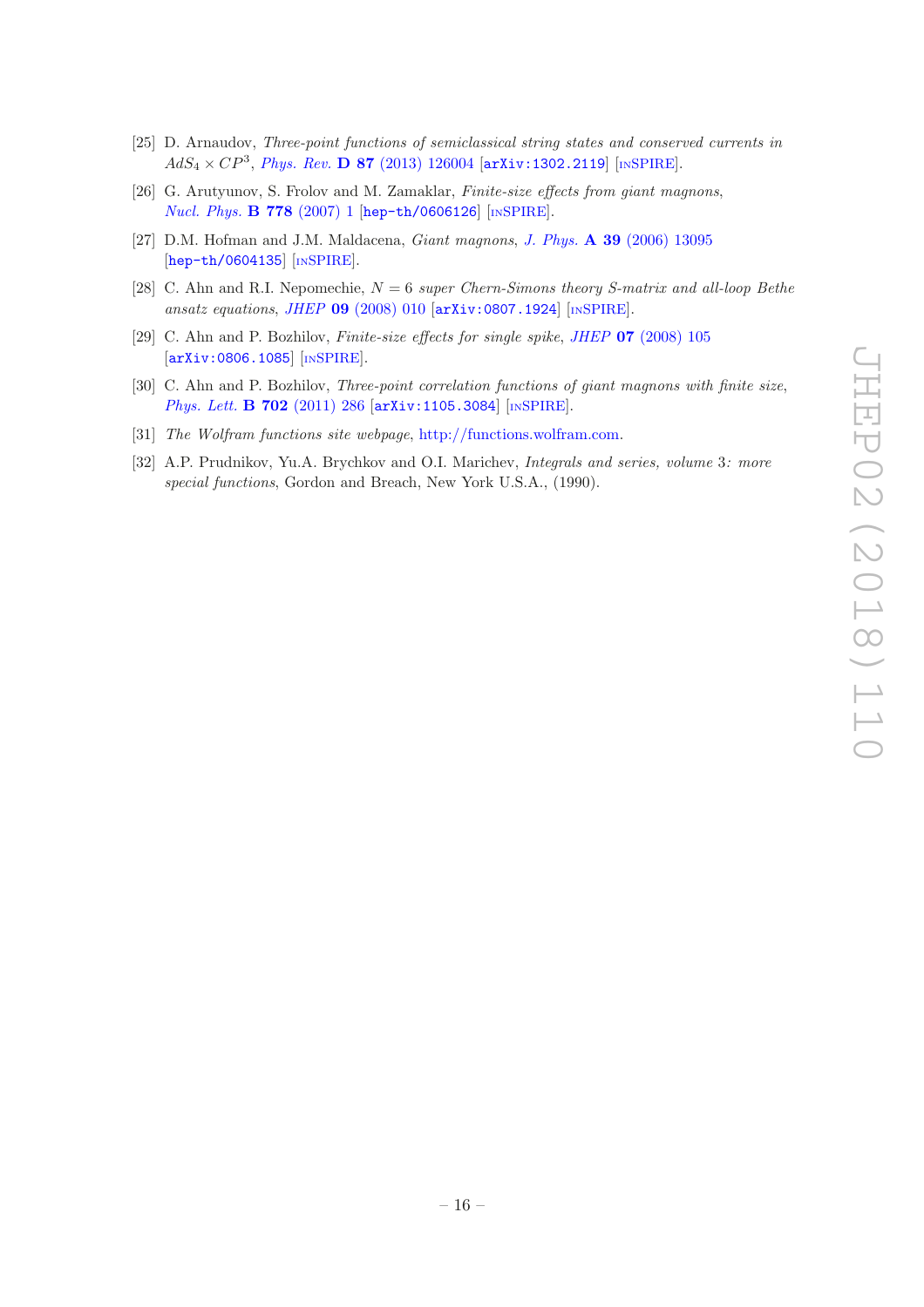- [25] D. Arnaudov, *Three-point functions of semiclassical string states and conserved currents in* $AdS_4 \times CP^3$, *Phys. Rev.* **D 87** (2013) 126004 [arXiv:1302.2119] [INSPIRE].
- [26] G. Arutyunov, S. Frolov and M. Zamaklar, *Finite-size effects from giant magnons*, *Nucl. Phys.* **B 778** (2007) 1 [hep-th/0606126] [INSPIRE].
- [27] D.M. Hofman and J.M. Maldacena, *Giant magnons*, *J. Phys.* **A 39** (2006) 13095 [hep-th/0604135] [INSPIRE].
- [28] C. Ahn and R.I. Nepomechie, $N = 6$ *super Chern-Simons theory S-matrix and all-loop Bethe ansatz equations*, *JHEP* **09** (2008) 010 [arXiv:0807.1924] [INSPIRE].
- [29] C. Ahn and P. Bozhilov, *Finite-size effects for single spike*, *JHEP* **07** (2008) 105 [arXiv:0806.1085] [INSPIRE].
- [30] C. Ahn and P. Bozhilov, *Three-point correlation functions of giant magnons with finite size*, *Phys. Lett.* **B 702** (2011) 286 [arXiv:1105.3084] [INSPIRE].
- [31] *The Wolfram functions site webpage*, http://functions.wolfram.com.
- [32] A.P. Prudnikov, Yu.A. Brychkov and O.I. Marichev, *Integrals and series, volume* 3*: more special functions*, Gordon and Breach, New York U.S.A., (1990).